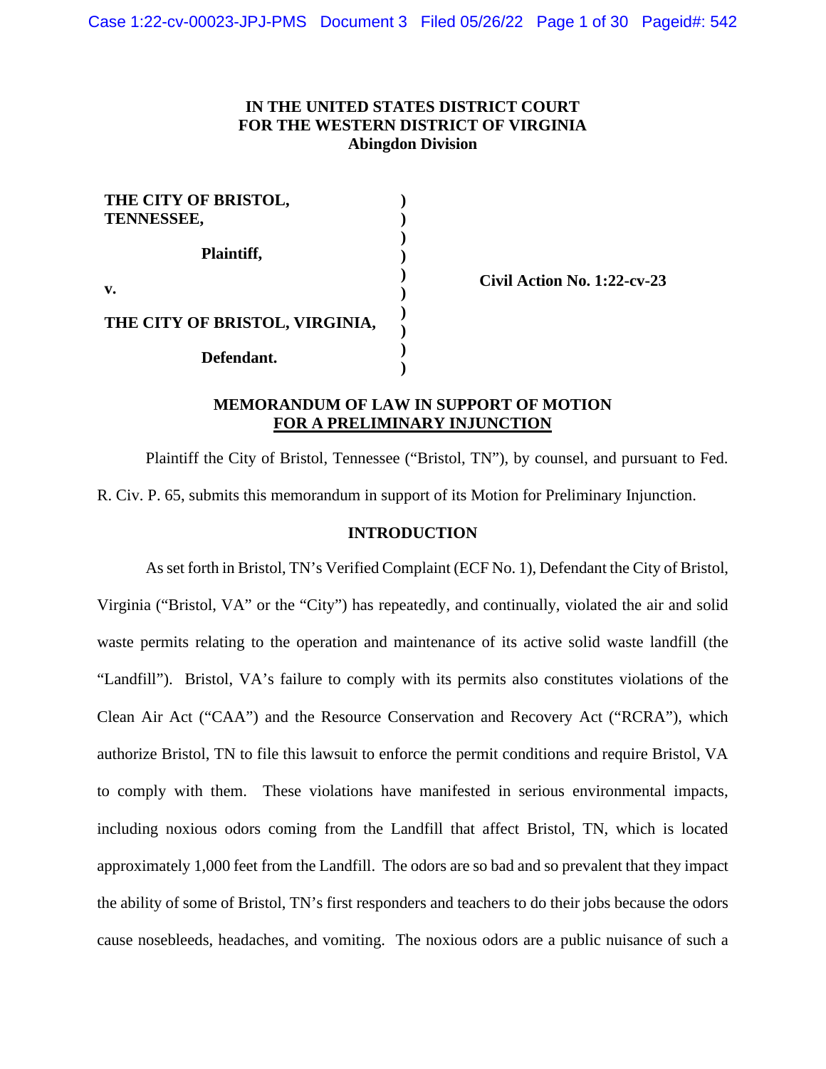**IN THE UNITED STATES DISTRICT COURT**
**FOR THE WESTERN DISTRICT OF VIRGINIA**
**Abingdon Division**

| | | |
|---|---|---|
| **THE CITY OF BRISTOL, TENNESSEE,** | ) | |
| **Plaintiff,** | ) | |
| **v.** | ) | **Civil Action No. 1:22-cv-23** |
| **THE CITY OF BRISTOL, VIRGINIA,** | ) | |
| **Defendant.** | ) | |

**MEMORANDUM OF LAW IN SUPPORT OF MOTION**
**FOR A PRELIMINARY INJUNCTION**

Plaintiff the City of Bristol, Tennessee ("Bristol, TN"), by counsel, and pursuant to Fed. R. Civ. P. 65, submits this memorandum in support of its Motion for Preliminary Injunction.

**INTRODUCTION**

As set forth in Bristol, TN's Verified Complaint (ECF No. 1), Defendant the City of Bristol, Virginia ("Bristol, VA" or the "City") has repeatedly, and continually, violated the air and solid waste permits relating to the operation and maintenance of its active solid waste landfill (the "Landfill"). Bristol, VA's failure to comply with its permits also constitutes violations of the Clean Air Act ("CAA") and the Resource Conservation and Recovery Act ("RCRA"), which authorize Bristol, TN to file this lawsuit to enforce the permit conditions and require Bristol, VA to comply with them. These violations have manifested in serious environmental impacts, including noxious odors coming from the Landfill that affect Bristol, TN, which is located approximately 1,000 feet from the Landfill. The odors are so bad and so prevalent that they impact the ability of some of Bristol, TN's first responders and teachers to do their jobs because the odors cause nosebleeds, headaches, and vomiting. The noxious odors are a public nuisance of such a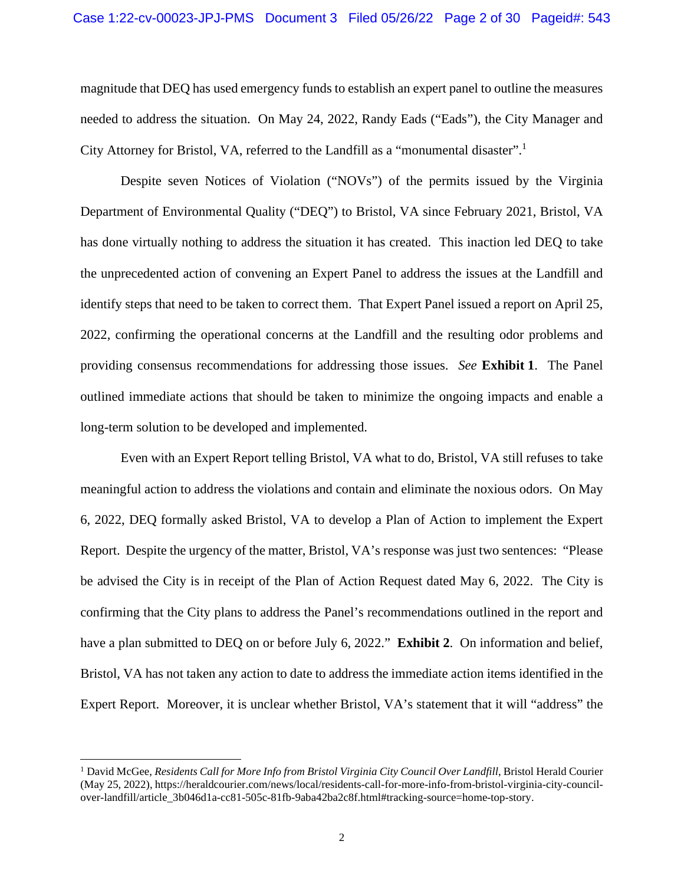magnitude that DEQ has used emergency funds to establish an expert panel to outline the measures needed to address the situation. On May 24, 2022, Randy Eads ("Eads"), the City Manager and City Attorney for Bristol, VA, referred to the Landfill as a "monumental disaster".[1]

Despite seven Notices of Violation ("NOVs") of the permits issued by the Virginia Department of Environmental Quality ("DEQ") to Bristol, VA since February 2021, Bristol, VA has done virtually nothing to address the situation it has created. This inaction led DEQ to take the unprecedented action of convening an Expert Panel to address the issues at the Landfill and identify steps that need to be taken to correct them. That Expert Panel issued a report on April 25, 2022, confirming the operational concerns at the Landfill and the resulting odor problems and providing consensus recommendations for addressing those issues. *See* **Exhibit 1**. The Panel outlined immediate actions that should be taken to minimize the ongoing impacts and enable a long-term solution to be developed and implemented.

Even with an Expert Report telling Bristol, VA what to do, Bristol, VA still refuses to take meaningful action to address the violations and contain and eliminate the noxious odors. On May 6, 2022, DEQ formally asked Bristol, VA to develop a Plan of Action to implement the Expert Report. Despite the urgency of the matter, Bristol, VA's response was just two sentences: "Please be advised the City is in receipt of the Plan of Action Request dated May 6, 2022. The City is confirming that the City plans to address the Panel's recommendations outlined in the report and have a plan submitted to DEQ on or before July 6, 2022." **Exhibit 2**. On information and belief, Bristol, VA has not taken any action to date to address the immediate action items identified in the Expert Report. Moreover, it is unclear whether Bristol, VA's statement that it will "address" the

---

[1] David McGee, *Residents Call for More Info from Bristol Virginia City Council Over Landfill*, Bristol Herald Courier (May 25, 2022), https://heraldcourier.com/news/local/residents-call-for-more-info-from-bristol-virginia-city-council-over-landfill/article_3b046d1a-cc81-505c-81fb-9aba42ba2c8f.html#tracking-source=home-top-story.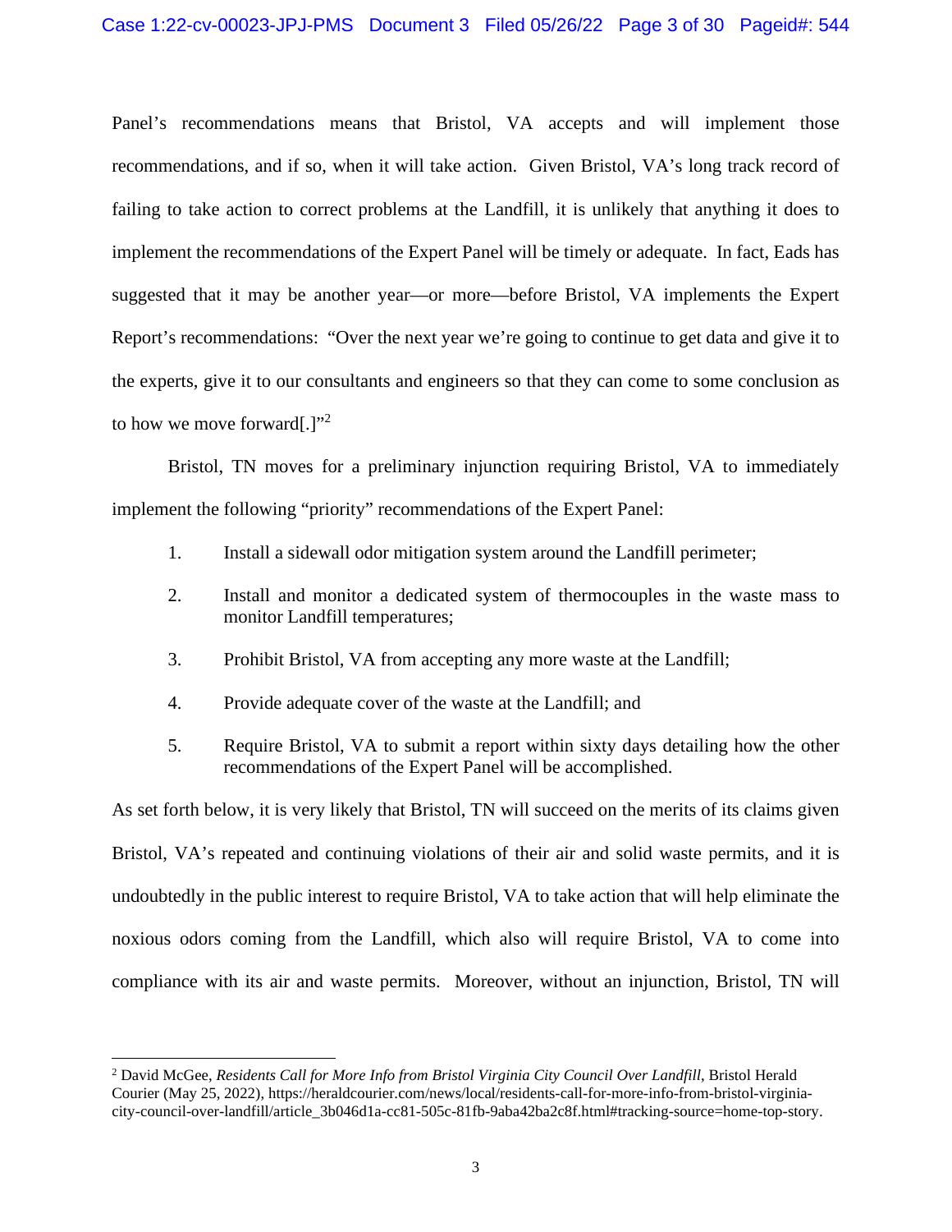Panel's recommendations means that Bristol, VA accepts and will implement those recommendations, and if so, when it will take action. Given Bristol, VA's long track record of failing to take action to correct problems at the Landfill, it is unlikely that anything it does to implement the recommendations of the Expert Panel will be timely or adequate. In fact, Eads has suggested that it may be another year—or more—before Bristol, VA implements the Expert Report's recommendations: "Over the next year we're going to continue to get data and give it to the experts, give it to our consultants and engineers so that they can come to some conclusion as to how we move forward[.]"[2]

Bristol, TN moves for a preliminary injunction requiring Bristol, VA to immediately implement the following "priority" recommendations of the Expert Panel:

1. Install a sidewall odor mitigation system around the Landfill perimeter;

2. Install and monitor a dedicated system of thermocouples in the waste mass to monitor Landfill temperatures;

3. Prohibit Bristol, VA from accepting any more waste at the Landfill;

4. Provide adequate cover of the waste at the Landfill; and

5. Require Bristol, VA to submit a report within sixty days detailing how the other recommendations of the Expert Panel will be accomplished.

As set forth below, it is very likely that Bristol, TN will succeed on the merits of its claims given Bristol, VA's repeated and continuing violations of their air and solid waste permits, and it is undoubtedly in the public interest to require Bristol, VA to take action that will help eliminate the noxious odors coming from the Landfill, which also will require Bristol, VA to come into compliance with its air and waste permits. Moreover, without an injunction, Bristol, TN will

---

[2] David McGee, *Residents Call for More Info from Bristol Virginia City Council Over Landfill*, Bristol Herald Courier (May 25, 2022), https://heraldcourier.com/news/local/residents-call-for-more-info-from-bristol-virginia-city-council-over-landfill/article_3b046d1a-cc81-505c-81fb-9aba42ba2c8f.html#tracking-source=home-top-story.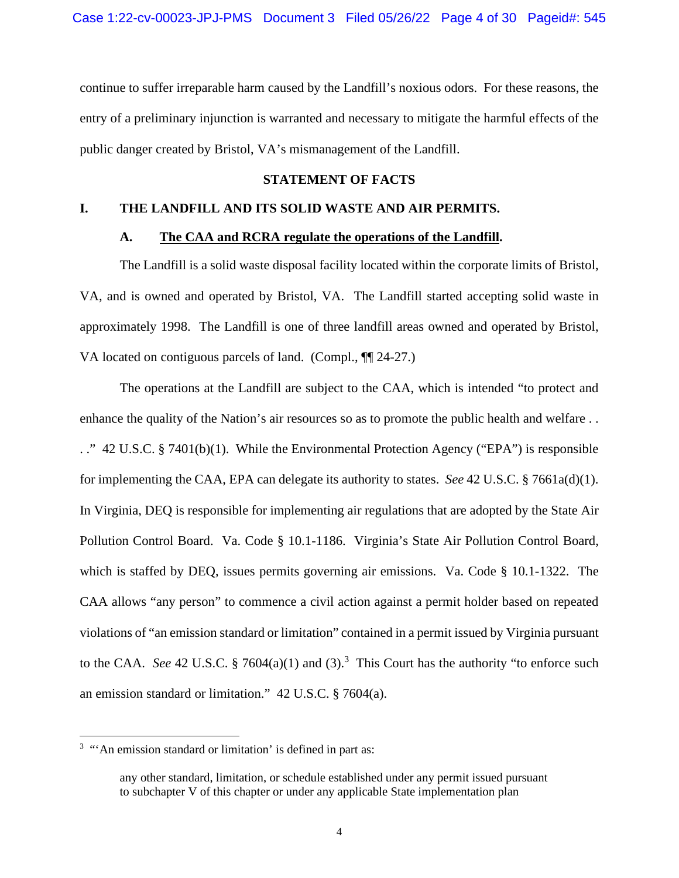continue to suffer irreparable harm caused by the Landfill's noxious odors. For these reasons, the entry of a preliminary injunction is warranted and necessary to mitigate the harmful effects of the public danger created by Bristol, VA's mismanagement of the Landfill.

## STATEMENT OF FACTS

### I. THE LANDFILL AND ITS SOLID WASTE AND AIR PERMITS.

#### A. The CAA and RCRA regulate the operations of the Landfill.

The Landfill is a solid waste disposal facility located within the corporate limits of Bristol, VA, and is owned and operated by Bristol, VA. The Landfill started accepting solid waste in approximately 1998. The Landfill is one of three landfill areas owned and operated by Bristol, VA located on contiguous parcels of land. (Compl., ¶¶ 24-27.)

The operations at the Landfill are subject to the CAA, which is intended "to protect and enhance the quality of the Nation's air resources so as to promote the public health and welfare . . . ." 42 U.S.C. § 7401(b)(1). While the Environmental Protection Agency ("EPA") is responsible for implementing the CAA, EPA can delegate its authority to states. *See* 42 U.S.C. § 7661a(d)(1). In Virginia, DEQ is responsible for implementing air regulations that are adopted by the State Air Pollution Control Board. Va. Code § 10.1-1186. Virginia's State Air Pollution Control Board, which is staffed by DEQ, issues permits governing air emissions. Va. Code § 10.1-1322. The CAA allows "any person" to commence a civil action against a permit holder based on repeated violations of "an emission standard or limitation" contained in a permit issued by Virginia pursuant to the CAA. *See* 42 U.S.C. § 7604(a)(1) and (3).[3] This Court has the authority "to enforce such an emission standard or limitation." 42 U.S.C. § 7604(a).

---

[3] "'An emission standard or limitation' is defined in part as:

> any other standard, limitation, or schedule established under any permit issued pursuant to subchapter V of this chapter or under any applicable State implementation plan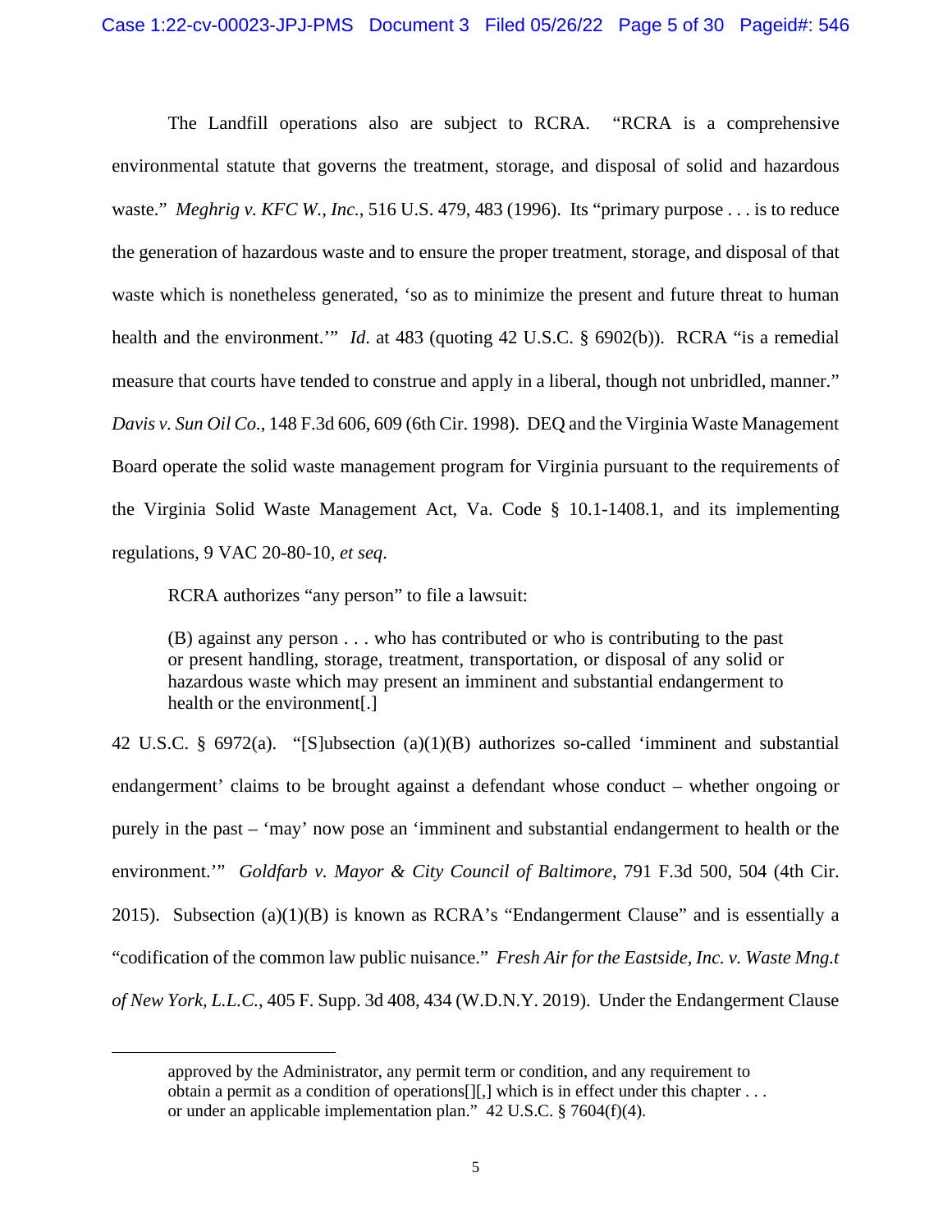The Landfill operations also are subject to RCRA. "RCRA is a comprehensive environmental statute that governs the treatment, storage, and disposal of solid and hazardous waste." *Meghrig v. KFC W., Inc.*, 516 U.S. 479, 483 (1996). Its "primary purpose . . . is to reduce the generation of hazardous waste and to ensure the proper treatment, storage, and disposal of that waste which is nonetheless generated, 'so as to minimize the present and future threat to human health and the environment.'" *Id.* at 483 (quoting 42 U.S.C. § 6902(b)). RCRA "is a remedial measure that courts have tended to construe and apply in a liberal, though not unbridled, manner." *Davis v. Sun Oil Co.*, 148 F.3d 606, 609 (6th Cir. 1998). DEQ and the Virginia Waste Management Board operate the solid waste management program for Virginia pursuant to the requirements of the Virginia Solid Waste Management Act, Va. Code § 10.1-1408.1, and its implementing regulations, 9 VAC 20-80-10, *et seq*.

RCRA authorizes "any person" to file a lawsuit:

> (B) against any person . . . who has contributed or who is contributing to the past or present handling, storage, treatment, transportation, or disposal of any solid or hazardous waste which may present an imminent and substantial endangerment to health or the environment[.]

42 U.S.C. § 6972(a). "[S]ubsection (a)(1)(B) authorizes so-called 'imminent and substantial endangerment' claims to be brought against a defendant whose conduct – whether ongoing or purely in the past – 'may' now pose an 'imminent and substantial endangerment to health or the environment.'" *Goldfarb v. Mayor & City Council of Baltimore*, 791 F.3d 500, 504 (4th Cir. 2015). Subsection (a)(1)(B) is known as RCRA's "Endangerment Clause" and is essentially a "codification of the common law public nuisance." *Fresh Air for the Eastside, Inc. v. Waste Mng.t of New York, L.L.C.*, 405 F. Supp. 3d 408, 434 (W.D.N.Y. 2019). Under the Endangerment Clause

---

approved by the Administrator, any permit term or condition, and any requirement to obtain a permit as a condition of operations[][,] which is in effect under this chapter . . . or under an applicable implementation plan." 42 U.S.C. § 7604(f)(4).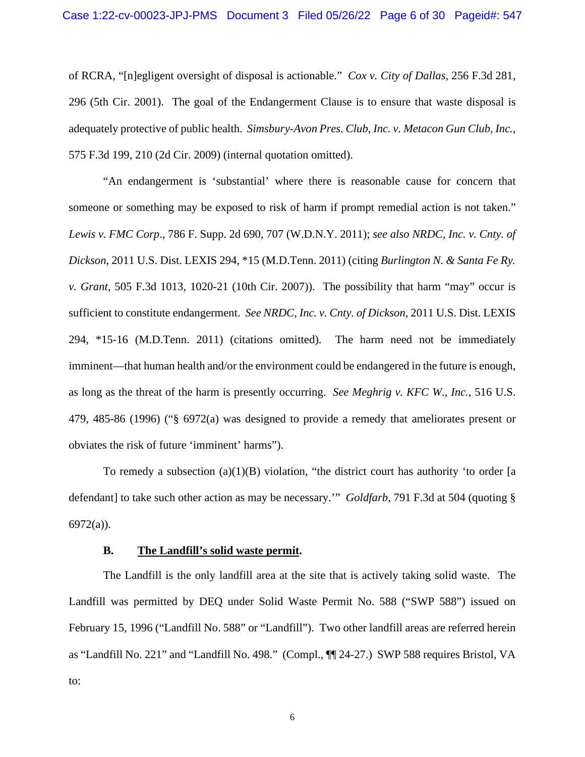of RCRA, "[n]egligent oversight of disposal is actionable." *Cox v. City of Dallas*, 256 F.3d 281, 296 (5th Cir. 2001). The goal of the Endangerment Clause is to ensure that waste disposal is adequately protective of public health. *Simsbury-Avon Pres. Club, Inc. v. Metacon Gun Club, Inc.*, 575 F.3d 199, 210 (2d Cir. 2009) (internal quotation omitted).

"An endangerment is 'substantial' where there is reasonable cause for concern that someone or something may be exposed to risk of harm if prompt remedial action is not taken." *Lewis v. FMC Corp*., 786 F. Supp. 2d 690, 707 (W.D.N.Y. 2011); *see also NRDC, Inc. v. Cnty. of Dickson*, 2011 U.S. Dist. LEXIS 294, *15 (M.D.Tenn. 2011) (citing *Burlington N. & Santa Fe Ry. v. Grant*, 505 F.3d 1013, 1020-21 (10th Cir. 2007)). The possibility that harm "may" occur is sufficient to constitute endangerment. *See NRDC, Inc. v. Cnty. of Dickson*, 2011 U.S. Dist. LEXIS 294, *15-16 (M.D.Tenn. 2011) (citations omitted). The harm need not be immediately imminent—that human health and/or the environment could be endangered in the future is enough, as long as the threat of the harm is presently occurring. *See Meghrig v. KFC W., Inc.*, 516 U.S. 479, 485-86 (1996) ("§ 6972(a) was designed to provide a remedy that ameliorates present or obviates the risk of future 'imminent' harms").

To remedy a subsection (a)(1)(B) violation, "the district court has authority 'to order [a defendant] to take such other action as may be necessary.'" *Goldfarb*, 791 F.3d at 504 (quoting § 6972(a)).

### B. **The Landfill's solid waste permit.**

The Landfill is the only landfill area at the site that is actively taking solid waste. The Landfill was permitted by DEQ under Solid Waste Permit No. 588 ("SWP 588") issued on February 15, 1996 ("Landfill No. 588" or "Landfill"). Two other landfill areas are referred herein as "Landfill No. 221" and "Landfill No. 498." (Compl., ¶¶ 24-27.) SWP 588 requires Bristol, VA to: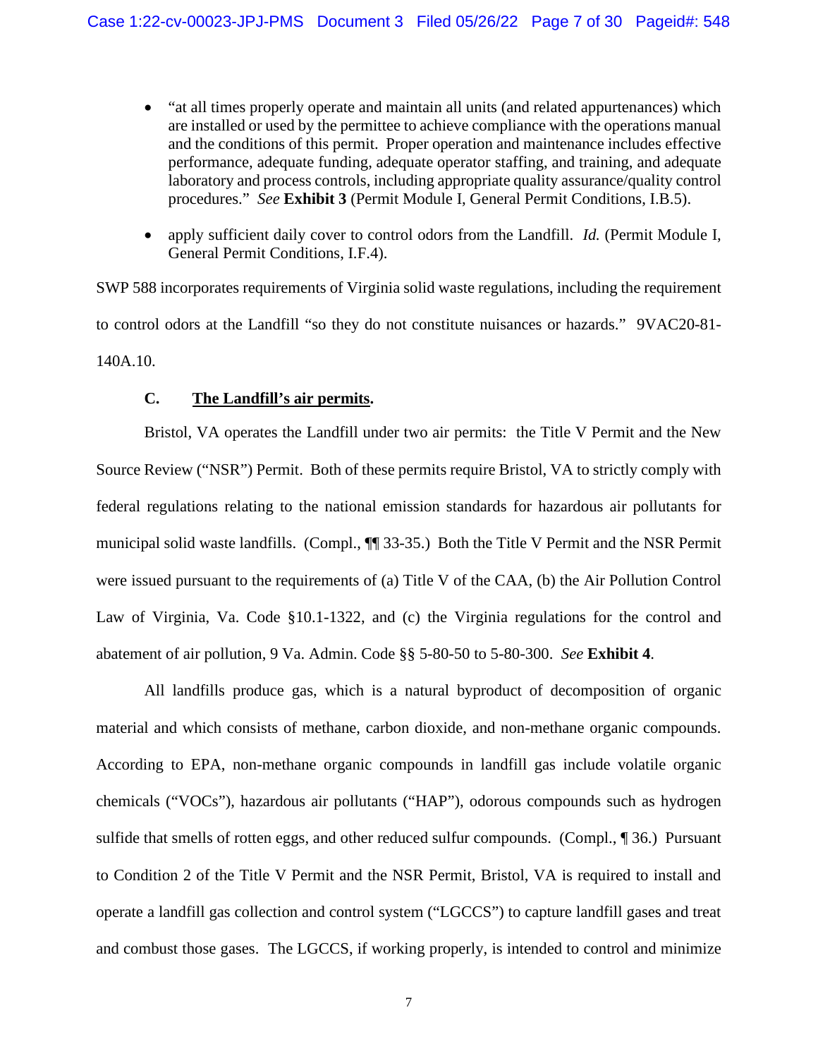- "at all times properly operate and maintain all units (and related appurtenances) which are installed or used by the permittee to achieve compliance with the operations manual and the conditions of this permit. Proper operation and maintenance includes effective performance, adequate funding, adequate operator staffing, and training, and adequate laboratory and process controls, including appropriate quality assurance/quality control procedures." *See* **Exhibit 3** (Permit Module I, General Permit Conditions, I.B.5).

- apply sufficient daily cover to control odors from the Landfill. *Id.* (Permit Module I, General Permit Conditions, I.F.4).

SWP 588 incorporates requirements of Virginia solid waste regulations, including the requirement to control odors at the Landfill "so they do not constitute nuisances or hazards." 9VAC20-81-140A.10.

### C. <u>The Landfill's air permits</u>.

Bristol, VA operates the Landfill under two air permits: the Title V Permit and the New Source Review ("NSR") Permit. Both of these permits require Bristol, VA to strictly comply with federal regulations relating to the national emission standards for hazardous air pollutants for municipal solid waste landfills. (Compl., ¶¶ 33-35.) Both the Title V Permit and the NSR Permit were issued pursuant to the requirements of (a) Title V of the CAA, (b) the Air Pollution Control Law of Virginia, Va. Code §10.1-1322, and (c) the Virginia regulations for the control and abatement of air pollution, 9 Va. Admin. Code §§ 5-80-50 to 5-80-300. *See* **Exhibit 4**.

All landfills produce gas, which is a natural byproduct of decomposition of organic material and which consists of methane, carbon dioxide, and non-methane organic compounds. According to EPA, non-methane organic compounds in landfill gas include volatile organic chemicals ("VOCs"), hazardous air pollutants ("HAP"), odorous compounds such as hydrogen sulfide that smells of rotten eggs, and other reduced sulfur compounds. (Compl., ¶ 36.) Pursuant to Condition 2 of the Title V Permit and the NSR Permit, Bristol, VA is required to install and operate a landfill gas collection and control system ("LGCCS") to capture landfill gases and treat and combust those gases. The LGCCS, if working properly, is intended to control and minimize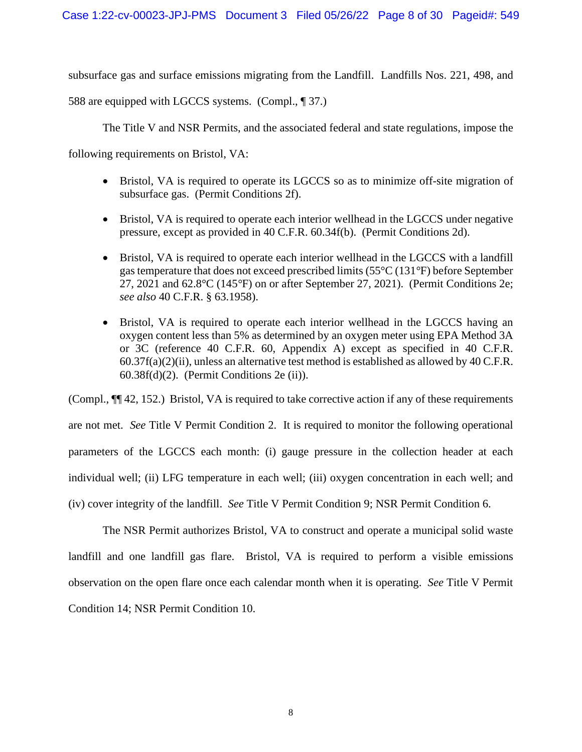subsurface gas and surface emissions migrating from the Landfill. Landfills Nos. 221, 498, and 588 are equipped with LGCCS systems. (Compl., ¶ 37.)

The Title V and NSR Permits, and the associated federal and state regulations, impose the following requirements on Bristol, VA:

- Bristol, VA is required to operate its LGCCS so as to minimize off-site migration of subsurface gas. (Permit Conditions 2f).
- Bristol, VA is required to operate each interior wellhead in the LGCCS under negative pressure, except as provided in 40 C.F.R. 60.34f(b). (Permit Conditions 2d).
- Bristol, VA is required to operate each interior wellhead in the LGCCS with a landfill gas temperature that does not exceed prescribed limits (55°C (131°F) before September 27, 2021 and 62.8°C (145°F) on or after September 27, 2021). (Permit Conditions 2e; *see also* 40 C.F.R. § 63.1958).
- Bristol, VA is required to operate each interior wellhead in the LGCCS having an oxygen content less than 5% as determined by an oxygen meter using EPA Method 3A or 3C (reference 40 C.F.R. 60, Appendix A) except as specified in 40 C.F.R. 60.37f(a)(2)(ii), unless an alternative test method is established as allowed by 40 C.F.R. 60.38f(d)(2). (Permit Conditions 2e (ii)).

(Compl., ¶¶ 42, 152.) Bristol, VA is required to take corrective action if any of these requirements are not met. *See* Title V Permit Condition 2. It is required to monitor the following operational parameters of the LGCCS each month: (i) gauge pressure in the collection header at each individual well; (ii) LFG temperature in each well; (iii) oxygen concentration in each well; and (iv) cover integrity of the landfill. *See* Title V Permit Condition 9; NSR Permit Condition 6.

The NSR Permit authorizes Bristol, VA to construct and operate a municipal solid waste landfill and one landfill gas flare. Bristol, VA is required to perform a visible emissions observation on the open flare once each calendar month when it is operating. *See* Title V Permit Condition 14; NSR Permit Condition 10.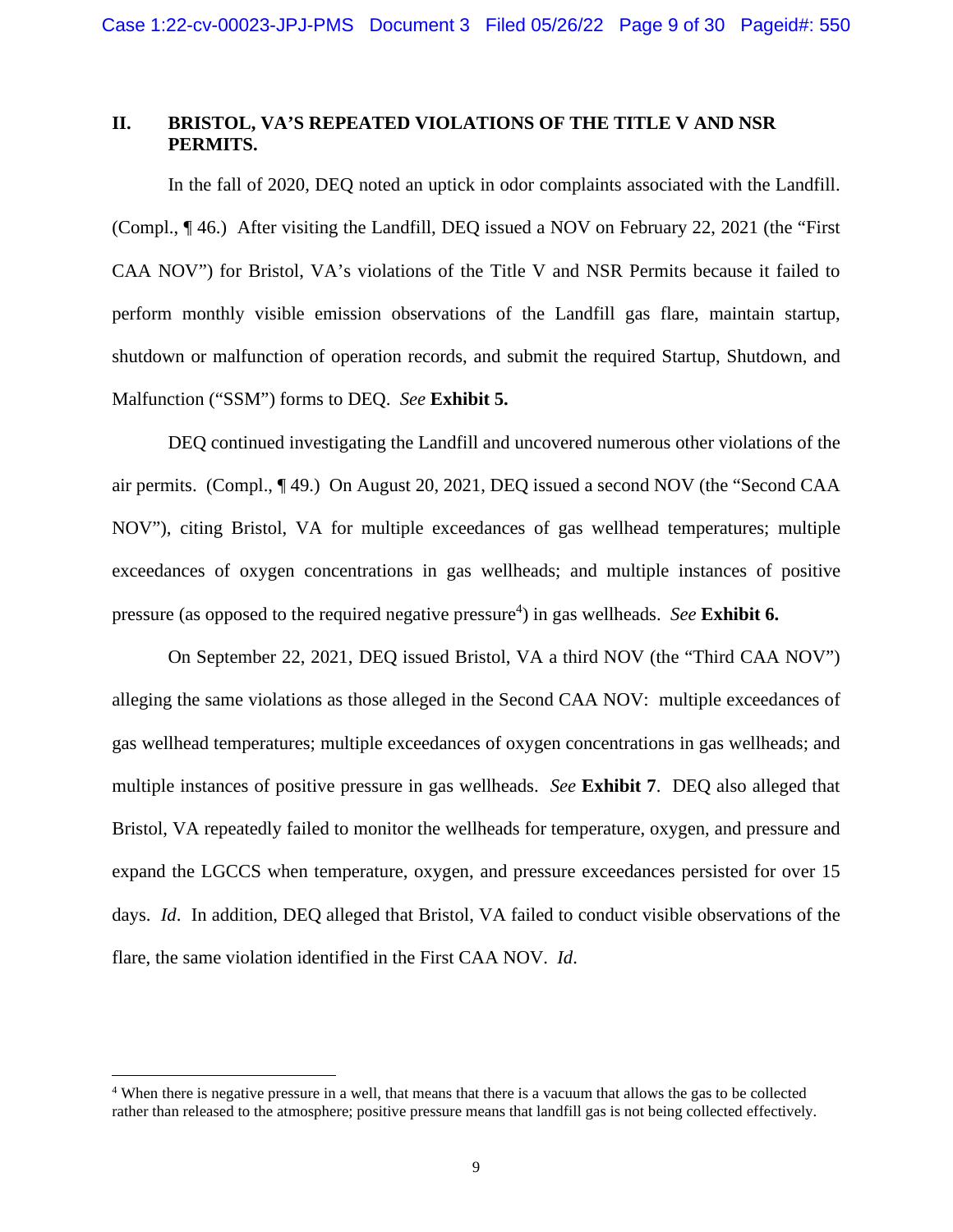## II. BRISTOL, VA'S REPEATED VIOLATIONS OF THE TITLE V AND NSR PERMITS.

In the fall of 2020, DEQ noted an uptick in odor complaints associated with the Landfill. (Compl., ¶ 46.) After visiting the Landfill, DEQ issued a NOV on February 22, 2021 (the "First CAA NOV") for Bristol, VA's violations of the Title V and NSR Permits because it failed to perform monthly visible emission observations of the Landfill gas flare, maintain startup, shutdown or malfunction of operation records, and submit the required Startup, Shutdown, and Malfunction ("SSM") forms to DEQ. *See* **Exhibit 5.**

DEQ continued investigating the Landfill and uncovered numerous other violations of the air permits. (Compl., ¶ 49.) On August 20, 2021, DEQ issued a second NOV (the "Second CAA NOV"), citing Bristol, VA for multiple exceedances of gas wellhead temperatures; multiple exceedances of oxygen concentrations in gas wellheads; and multiple instances of positive pressure (as opposed to the required negative pressure[4]) in gas wellheads. *See* **Exhibit 6.**

On September 22, 2021, DEQ issued Bristol, VA a third NOV (the "Third CAA NOV") alleging the same violations as those alleged in the Second CAA NOV: multiple exceedances of gas wellhead temperatures; multiple exceedances of oxygen concentrations in gas wellheads; and multiple instances of positive pressure in gas wellheads. *See* **Exhibit 7**. DEQ also alleged that Bristol, VA repeatedly failed to monitor the wellheads for temperature, oxygen, and pressure and expand the LGCCS when temperature, oxygen, and pressure exceedances persisted for over 15 days. *Id*. In addition, DEQ alleged that Bristol, VA failed to conduct visible observations of the flare, the same violation identified in the First CAA NOV. *Id*.

---

[4] When there is negative pressure in a well, that means that there is a vacuum that allows the gas to be collected rather than released to the atmosphere; positive pressure means that landfill gas is not being collected effectively.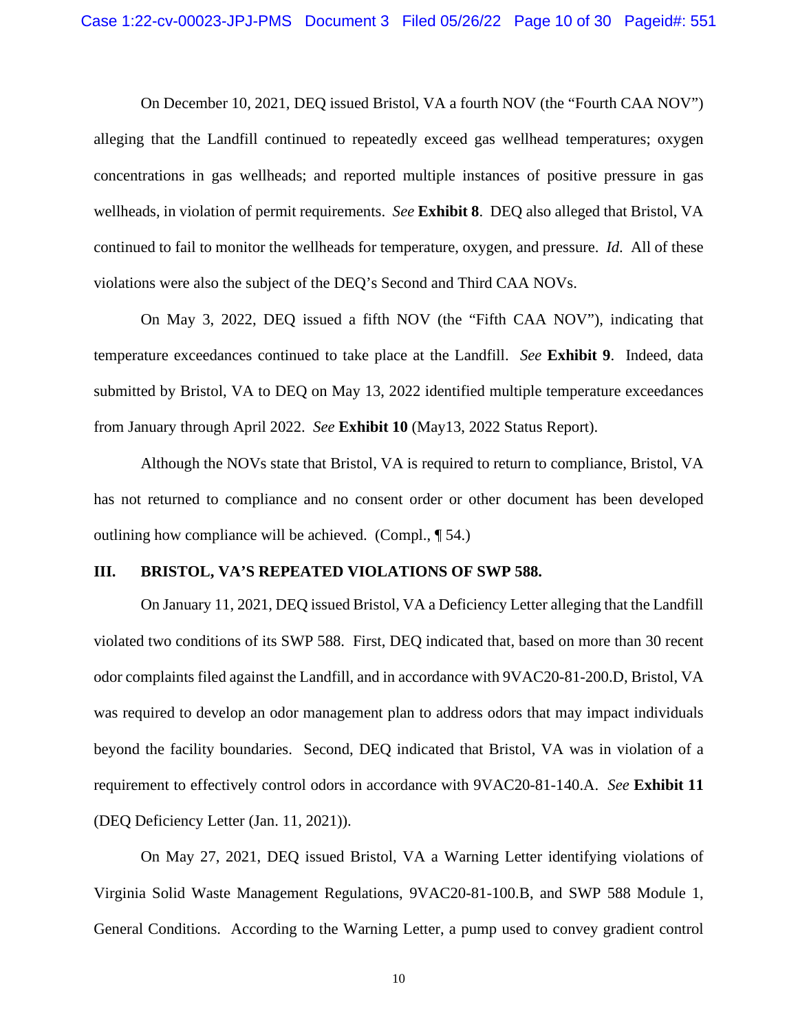On December 10, 2021, DEQ issued Bristol, VA a fourth NOV (the "Fourth CAA NOV") alleging that the Landfill continued to repeatedly exceed gas wellhead temperatures; oxygen concentrations in gas wellheads; and reported multiple instances of positive pressure in gas wellheads, in violation of permit requirements. *See* **Exhibit 8**. DEQ also alleged that Bristol, VA continued to fail to monitor the wellheads for temperature, oxygen, and pressure. *Id*. All of these violations were also the subject of the DEQ's Second and Third CAA NOVs.

On May 3, 2022, DEQ issued a fifth NOV (the "Fifth CAA NOV"), indicating that temperature exceedances continued to take place at the Landfill. *See* **Exhibit 9**. Indeed, data submitted by Bristol, VA to DEQ on May 13, 2022 identified multiple temperature exceedances from January through April 2022. *See* **Exhibit 10** (May13, 2022 Status Report).

Although the NOVs state that Bristol, VA is required to return to compliance, Bristol, VA has not returned to compliance and no consent order or other document has been developed outlining how compliance will be achieved. (Compl., ¶ 54.)

## III. BRISTOL, VA'S REPEATED VIOLATIONS OF SWP 588.

On January 11, 2021, DEQ issued Bristol, VA a Deficiency Letter alleging that the Landfill violated two conditions of its SWP 588. First, DEQ indicated that, based on more than 30 recent odor complaints filed against the Landfill, and in accordance with 9VAC20-81-200.D, Bristol, VA was required to develop an odor management plan to address odors that may impact individuals beyond the facility boundaries. Second, DEQ indicated that Bristol, VA was in violation of a requirement to effectively control odors in accordance with 9VAC20-81-140.A. *See* **Exhibit 11** (DEQ Deficiency Letter (Jan. 11, 2021)).

On May 27, 2021, DEQ issued Bristol, VA a Warning Letter identifying violations of Virginia Solid Waste Management Regulations, 9VAC20-81-100.B, and SWP 588 Module 1, General Conditions. According to the Warning Letter, a pump used to convey gradient control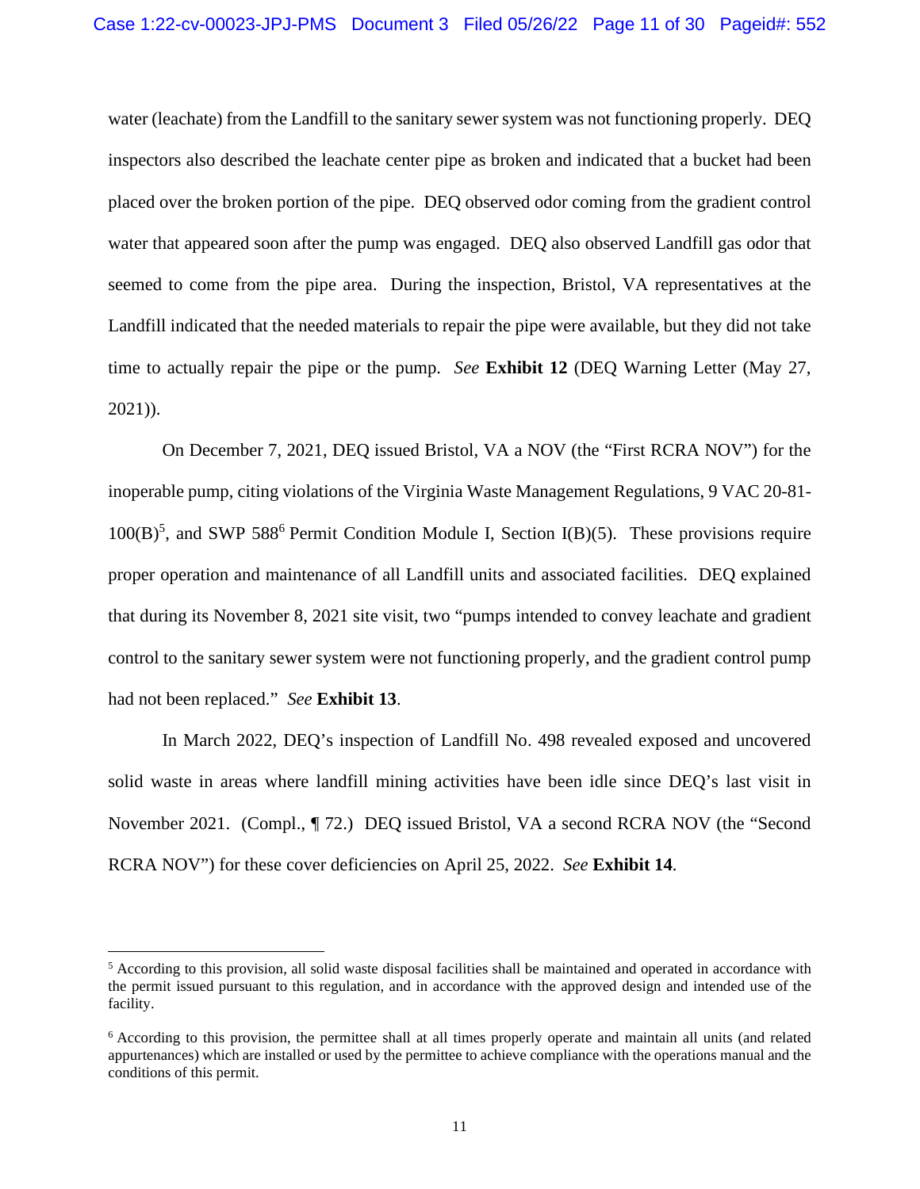water (leachate) from the Landfill to the sanitary sewer system was not functioning properly. DEQ inspectors also described the leachate center pipe as broken and indicated that a bucket had been placed over the broken portion of the pipe. DEQ observed odor coming from the gradient control water that appeared soon after the pump was engaged. DEQ also observed Landfill gas odor that seemed to come from the pipe area. During the inspection, Bristol, VA representatives at the Landfill indicated that the needed materials to repair the pipe were available, but they did not take time to actually repair the pipe or the pump. *See* **Exhibit 12** (DEQ Warning Letter (May 27, 2021)).

On December 7, 2021, DEQ issued Bristol, VA a NOV (the "First RCRA NOV") for the inoperable pump, citing violations of the Virginia Waste Management Regulations, 9 VAC 20-81-100(B)[5], and SWP 588[6] Permit Condition Module I, Section I(B)(5). These provisions require proper operation and maintenance of all Landfill units and associated facilities. DEQ explained that during its November 8, 2021 site visit, two "pumps intended to convey leachate and gradient control to the sanitary sewer system were not functioning properly, and the gradient control pump had not been replaced." *See* **Exhibit 13**.

In March 2022, DEQ's inspection of Landfill No. 498 revealed exposed and uncovered solid waste in areas where landfill mining activities have been idle since DEQ's last visit in November 2021. (Compl., ¶ 72.) DEQ issued Bristol, VA a second RCRA NOV (the "Second RCRA NOV") for these cover deficiencies on April 25, 2022. *See* **Exhibit 14**.

---

[5] According to this provision, all solid waste disposal facilities shall be maintained and operated in accordance with the permit issued pursuant to this regulation, and in accordance with the approved design and intended use of the facility.

[6] According to this provision, the permittee shall at all times properly operate and maintain all units (and related appurtenances) which are installed or used by the permittee to achieve compliance with the operations manual and the conditions of this permit.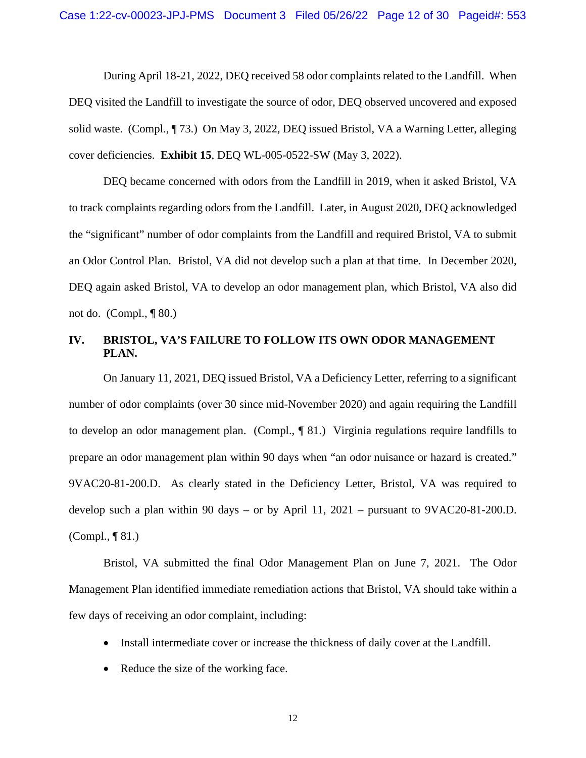During April 18-21, 2022, DEQ received 58 odor complaints related to the Landfill. When DEQ visited the Landfill to investigate the source of odor, DEQ observed uncovered and exposed solid waste. (Compl., ¶ 73.) On May 3, 2022, DEQ issued Bristol, VA a Warning Letter, alleging cover deficiencies. **Exhibit 15**, DEQ WL-005-0522-SW (May 3, 2022).

DEQ became concerned with odors from the Landfill in 2019, when it asked Bristol, VA to track complaints regarding odors from the Landfill. Later, in August 2020, DEQ acknowledged the "significant" number of odor complaints from the Landfill and required Bristol, VA to submit an Odor Control Plan. Bristol, VA did not develop such a plan at that time. In December 2020, DEQ again asked Bristol, VA to develop an odor management plan, which Bristol, VA also did not do. (Compl., ¶ 80.)

## IV. BRISTOL, VA'S FAILURE TO FOLLOW ITS OWN ODOR MANAGEMENT PLAN.

On January 11, 2021, DEQ issued Bristol, VA a Deficiency Letter, referring to a significant number of odor complaints (over 30 since mid-November 2020) and again requiring the Landfill to develop an odor management plan. (Compl., ¶ 81.) Virginia regulations require landfills to prepare an odor management plan within 90 days when "an odor nuisance or hazard is created." 9VAC20-81-200.D. As clearly stated in the Deficiency Letter, Bristol, VA was required to develop such a plan within 90 days – or by April 11, 2021 – pursuant to 9VAC20-81-200.D. (Compl., ¶ 81.)

Bristol, VA submitted the final Odor Management Plan on June 7, 2021. The Odor Management Plan identified immediate remediation actions that Bristol, VA should take within a few days of receiving an odor complaint, including:

- Install intermediate cover or increase the thickness of daily cover at the Landfill.
- Reduce the size of the working face.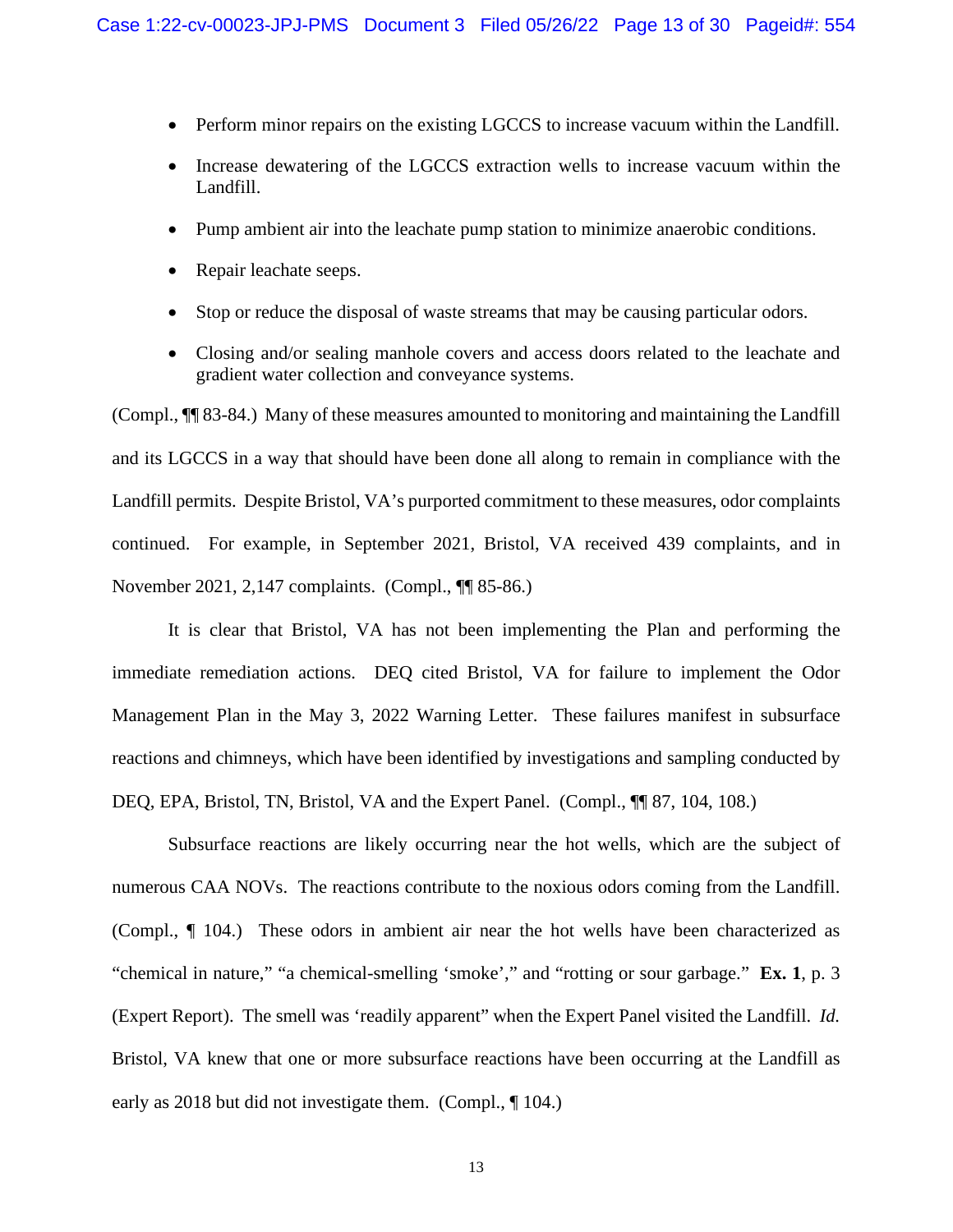- Perform minor repairs on the existing LGCCS to increase vacuum within the Landfill.
- Increase dewatering of the LGCCS extraction wells to increase vacuum within the Landfill.
- Pump ambient air into the leachate pump station to minimize anaerobic conditions.
- Repair leachate seeps.
- Stop or reduce the disposal of waste streams that may be causing particular odors.
- Closing and/or sealing manhole covers and access doors related to the leachate and gradient water collection and conveyance systems.

(Compl., ¶¶ 83-84.) Many of these measures amounted to monitoring and maintaining the Landfill and its LGCCS in a way that should have been done all along to remain in compliance with the Landfill permits. Despite Bristol, VA's purported commitment to these measures, odor complaints continued. For example, in September 2021, Bristol, VA received 439 complaints, and in November 2021, 2,147 complaints. (Compl., ¶¶ 85-86.)

It is clear that Bristol, VA has not been implementing the Plan and performing the immediate remediation actions. DEQ cited Bristol, VA for failure to implement the Odor Management Plan in the May 3, 2022 Warning Letter. These failures manifest in subsurface reactions and chimneys, which have been identified by investigations and sampling conducted by DEQ, EPA, Bristol, TN, Bristol, VA and the Expert Panel. (Compl., ¶¶ 87, 104, 108.)

Subsurface reactions are likely occurring near the hot wells, which are the subject of numerous CAA NOVs. The reactions contribute to the noxious odors coming from the Landfill. (Compl., ¶ 104.) These odors in ambient air near the hot wells have been characterized as "chemical in nature," "a chemical-smelling 'smoke'," and "rotting or sour garbage." **Ex. 1**, p. 3 (Expert Report). The smell was 'readily apparent" when the Expert Panel visited the Landfill. *Id.* Bristol, VA knew that one or more subsurface reactions have been occurring at the Landfill as early as 2018 but did not investigate them. (Compl., ¶ 104.)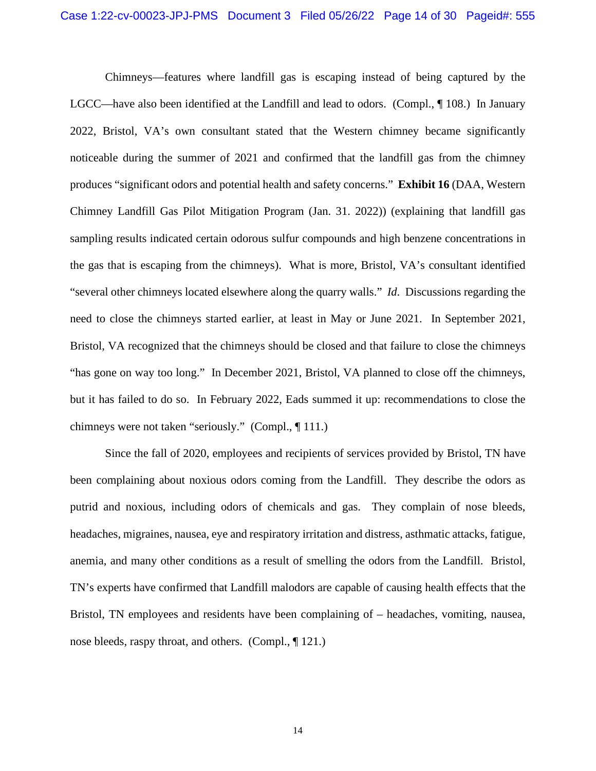Chimneys—features where landfill gas is escaping instead of being captured by the LGCC—have also been identified at the Landfill and lead to odors. (Compl., ¶ 108.) In January 2022, Bristol, VA's own consultant stated that the Western chimney became significantly noticeable during the summer of 2021 and confirmed that the landfill gas from the chimney produces "significant odors and potential health and safety concerns." **Exhibit 16** (DAA, Western Chimney Landfill Gas Pilot Mitigation Program (Jan. 31. 2022)) (explaining that landfill gas sampling results indicated certain odorous sulfur compounds and high benzene concentrations in the gas that is escaping from the chimneys). What is more, Bristol, VA's consultant identified "several other chimneys located elsewhere along the quarry walls." *Id.* Discussions regarding the need to close the chimneys started earlier, at least in May or June 2021. In September 2021, Bristol, VA recognized that the chimneys should be closed and that failure to close the chimneys "has gone on way too long." In December 2021, Bristol, VA planned to close off the chimneys, but it has failed to do so. In February 2022, Eads summed it up: recommendations to close the chimneys were not taken "seriously." (Compl., ¶ 111.)

Since the fall of 2020, employees and recipients of services provided by Bristol, TN have been complaining about noxious odors coming from the Landfill. They describe the odors as putrid and noxious, including odors of chemicals and gas. They complain of nose bleeds, headaches, migraines, nausea, eye and respiratory irritation and distress, asthmatic attacks, fatigue, anemia, and many other conditions as a result of smelling the odors from the Landfill. Bristol, TN's experts have confirmed that Landfill malodors are capable of causing health effects that the Bristol, TN employees and residents have been complaining of – headaches, vomiting, nausea, nose bleeds, raspy throat, and others. (Compl., ¶ 121.)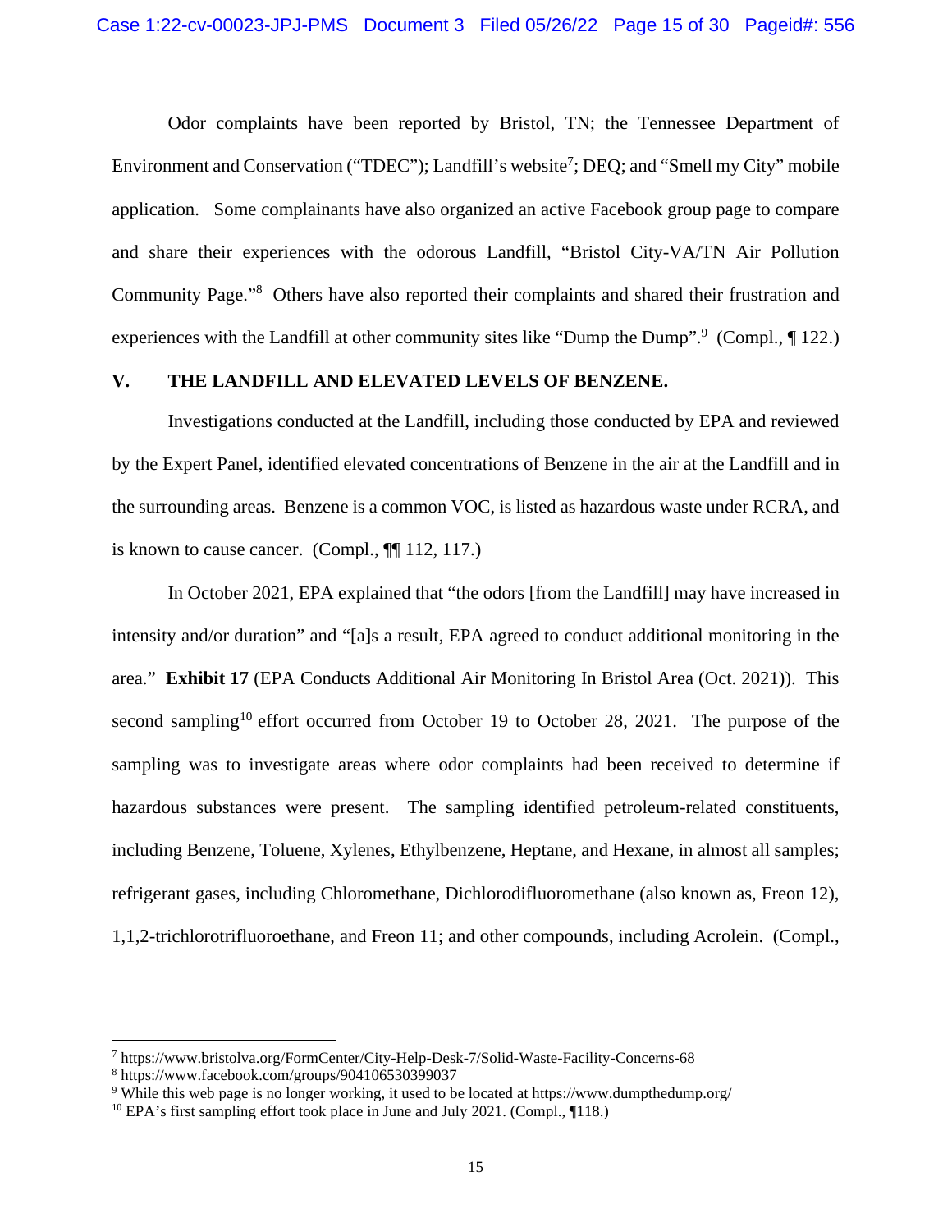Odor complaints have been reported by Bristol, TN; the Tennessee Department of Environment and Conservation ("TDEC"); Landfill's website[7]; DEQ; and "Smell my City" mobile application. Some complainants have also organized an active Facebook group page to compare and share their experiences with the odorous Landfill, "Bristol City-VA/TN Air Pollution Community Page."[8] Others have also reported their complaints and shared their frustration and experiences with the Landfill at other community sites like "Dump the Dump".[9] (Compl., ¶ 122.)

## V. THE LANDFILL AND ELEVATED LEVELS OF BENZENE.

Investigations conducted at the Landfill, including those conducted by EPA and reviewed by the Expert Panel, identified elevated concentrations of Benzene in the air at the Landfill and in the surrounding areas. Benzene is a common VOC, is listed as hazardous waste under RCRA, and is known to cause cancer. (Compl., ¶¶ 112, 117.)

In October 2021, EPA explained that "the odors [from the Landfill] may have increased in intensity and/or duration" and "[a]s a result, EPA agreed to conduct additional monitoring in the area." **Exhibit 17** (EPA Conducts Additional Air Monitoring In Bristol Area (Oct. 2021)). This second sampling[10] effort occurred from October 19 to October 28, 2021. The purpose of the sampling was to investigate areas where odor complaints had been received to determine if hazardous substances were present. The sampling identified petroleum-related constituents, including Benzene, Toluene, Xylenes, Ethylbenzene, Heptane, and Hexane, in almost all samples; refrigerant gases, including Chloromethane, Dichlorodifluoromethane (also known as, Freon 12), 1,1,2-trichlorotrifluoroethane, and Freon 11; and other compounds, including Acrolein. (Compl.,

---

[7] https://www.bristolva.org/FormCenter/City-Help-Desk-7/Solid-Waste-Facility-Concerns-68

[8] https://www.facebook.com/groups/904106530399037

[9] While this web page is no longer working, it used to be located at https://www.dumpthedump.org/

[10] EPA's first sampling effort took place in June and July 2021. (Compl., ¶118.)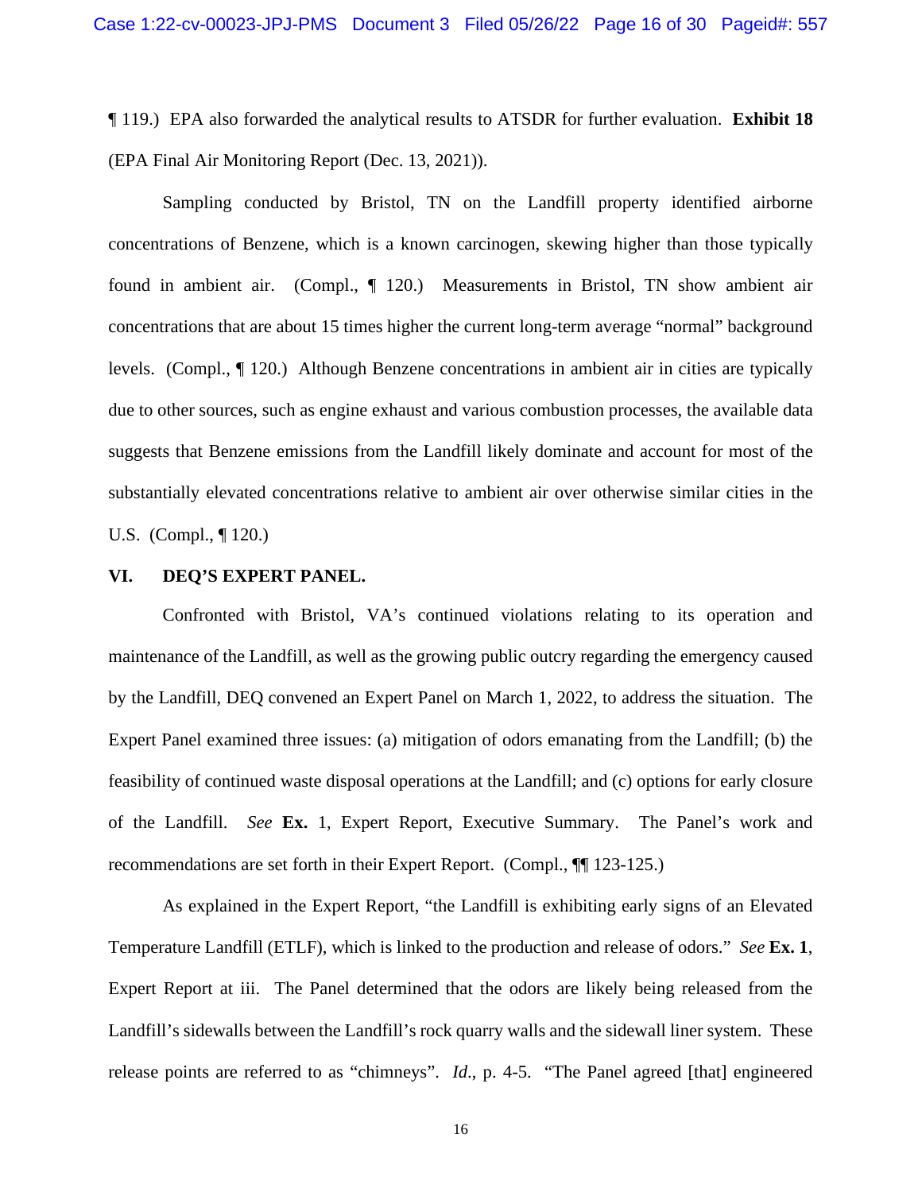¶ 119.) EPA also forwarded the analytical results to ATSDR for further evaluation. **Exhibit 18** (EPA Final Air Monitoring Report (Dec. 13, 2021)).

Sampling conducted by Bristol, TN on the Landfill property identified airborne concentrations of Benzene, which is a known carcinogen, skewing higher than those typically found in ambient air. (Compl., ¶ 120.) Measurements in Bristol, TN show ambient air concentrations that are about 15 times higher the current long-term average "normal" background levels. (Compl., ¶ 120.) Although Benzene concentrations in ambient air in cities are typically due to other sources, such as engine exhaust and various combustion processes, the available data suggests that Benzene emissions from the Landfill likely dominate and account for most of the substantially elevated concentrations relative to ambient air over otherwise similar cities in the U.S. (Compl., ¶ 120.)

## VI. DEQ'S EXPERT PANEL.

Confronted with Bristol, VA's continued violations relating to its operation and maintenance of the Landfill, as well as the growing public outcry regarding the emergency caused by the Landfill, DEQ convened an Expert Panel on March 1, 2022, to address the situation. The Expert Panel examined three issues: (a) mitigation of odors emanating from the Landfill; (b) the feasibility of continued waste disposal operations at the Landfill; and (c) options for early closure of the Landfill. *See* **Ex.** 1, Expert Report, Executive Summary. The Panel's work and recommendations are set forth in their Expert Report. (Compl., ¶¶ 123-125.)

As explained in the Expert Report, "the Landfill is exhibiting early signs of an Elevated Temperature Landfill (ETLF), which is linked to the production and release of odors." *See* **Ex. 1**, Expert Report at iii. The Panel determined that the odors are likely being released from the Landfill's sidewalls between the Landfill's rock quarry walls and the sidewall liner system. These release points are referred to as "chimneys". *Id.*, p. 4-5. "The Panel agreed [that] engineered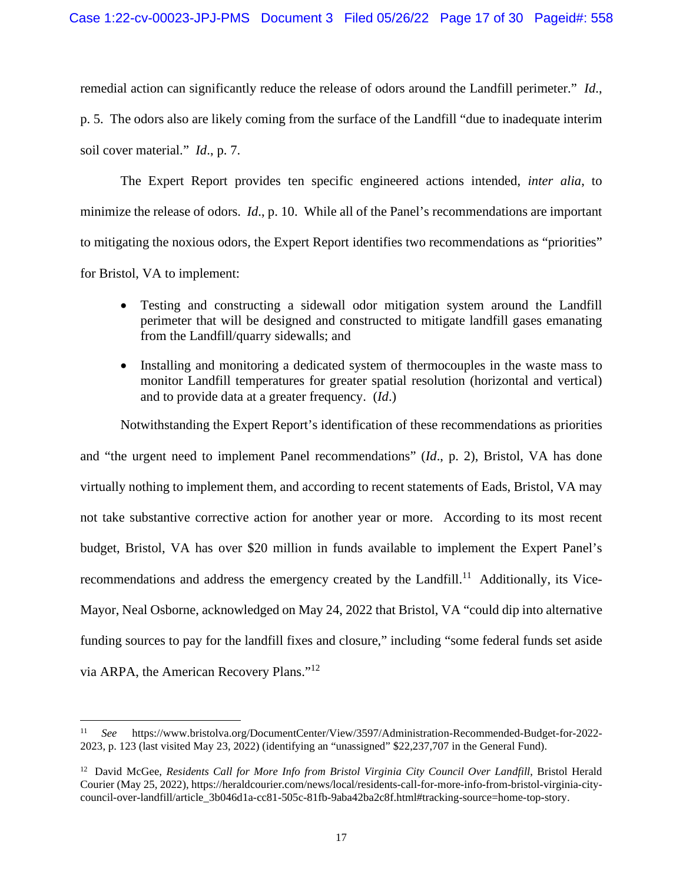remedial action can significantly reduce the release of odors around the Landfill perimeter." *Id*., p. 5. The odors also are likely coming from the surface of the Landfill "due to inadequate interim soil cover material." *Id*., p. 7.

The Expert Report provides ten specific engineered actions intended, *inter alia*, to minimize the release of odors. *Id*., p. 10. While all of the Panel's recommendations are important to mitigating the noxious odors, the Expert Report identifies two recommendations as "priorities" for Bristol, VA to implement:

- Testing and constructing a sidewall odor mitigation system around the Landfill perimeter that will be designed and constructed to mitigate landfill gases emanating from the Landfill/quarry sidewalls; and

- Installing and monitoring a dedicated system of thermocouples in the waste mass to monitor Landfill temperatures for greater spatial resolution (horizontal and vertical) and to provide data at a greater frequency. (*Id*.)

Notwithstanding the Expert Report's identification of these recommendations as priorities and "the urgent need to implement Panel recommendations" (*Id*., p. 2), Bristol, VA has done virtually nothing to implement them, and according to recent statements of Eads, Bristol, VA may not take substantive corrective action for another year or more. According to its most recent budget, Bristol, VA has over $20 million in funds available to implement the Expert Panel's recommendations and address the emergency created by the Landfill.[11] Additionally, its Vice-Mayor, Neal Osborne, acknowledged on May 24, 2022 that Bristol, VA "could dip into alternative funding sources to pay for the landfill fixes and closure," including "some federal funds set aside via ARPA, the American Recovery Plans."[12]

---

[11] *See* https://www.bristolva.org/DocumentCenter/View/3597/Administration-Recommended-Budget-for-2022-2023, p. 123 (last visited May 23, 2022) (identifying an "unassigned" $22,237,707 in the General Fund).

[12] David McGee, *Residents Call for More Info from Bristol Virginia City Council Over Landfill*, Bristol Herald Courier (May 25, 2022), https://heraldcourier.com/news/local/residents-call-for-more-info-from-bristol-virginia-city-council-over-landfill/article_3b046d1a-cc81-505c-81fb-9aba42ba2c8f.html#tracking-source=home-top-story.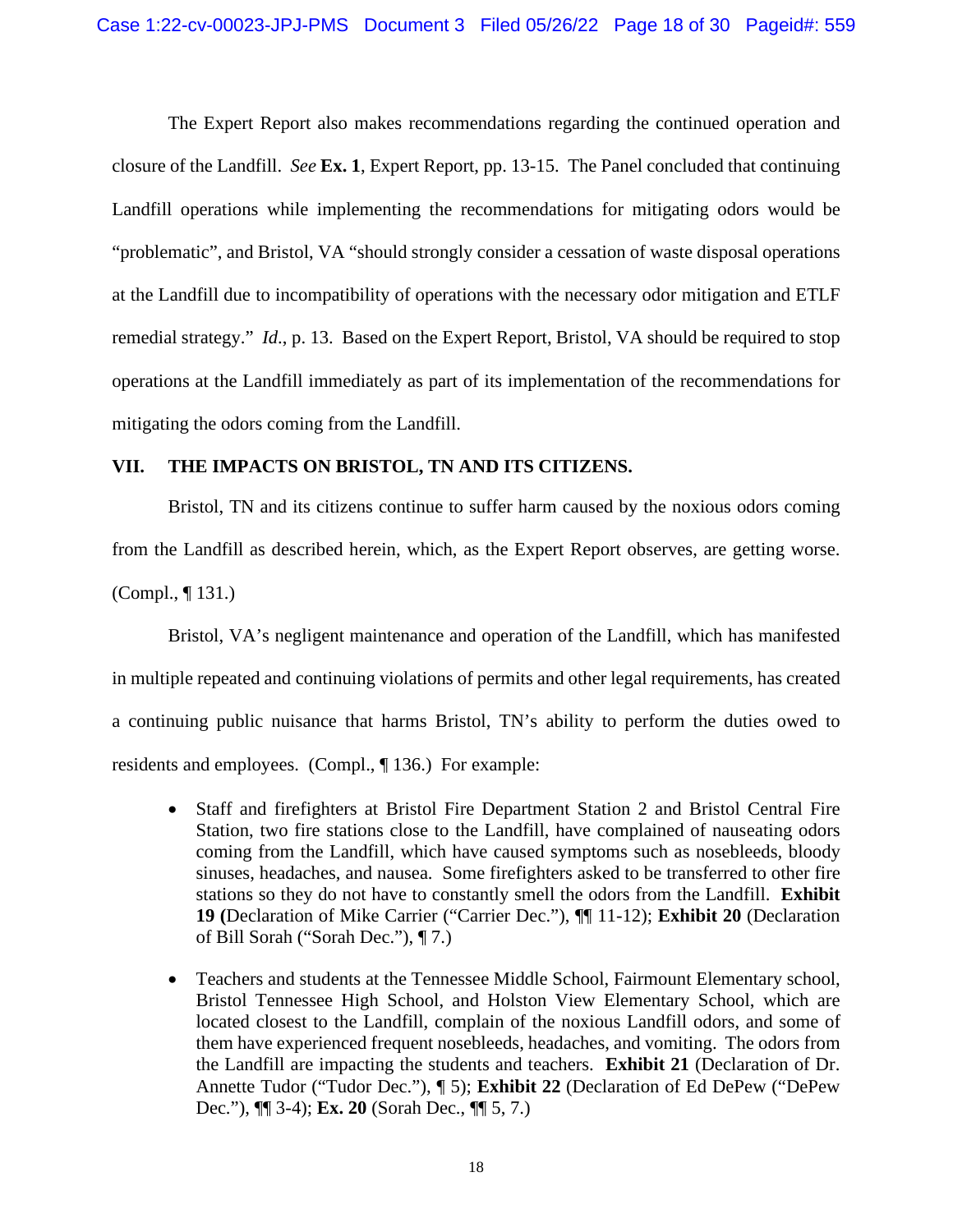The Expert Report also makes recommendations regarding the continued operation and closure of the Landfill. *See* **Ex. 1**, Expert Report, pp. 13-15. The Panel concluded that continuing Landfill operations while implementing the recommendations for mitigating odors would be "problematic", and Bristol, VA "should strongly consider a cessation of waste disposal operations at the Landfill due to incompatibility of operations with the necessary odor mitigation and ETLF remedial strategy." *Id*., p. 13. Based on the Expert Report, Bristol, VA should be required to stop operations at the Landfill immediately as part of its implementation of the recommendations for mitigating the odors coming from the Landfill.

## VII. THE IMPACTS ON BRISTOL, TN AND ITS CITIZENS.

Bristol, TN and its citizens continue to suffer harm caused by the noxious odors coming from the Landfill as described herein, which, as the Expert Report observes, are getting worse. (Compl., ¶ 131.)

Bristol, VA's negligent maintenance and operation of the Landfill, which has manifested in multiple repeated and continuing violations of permits and other legal requirements, has created a continuing public nuisance that harms Bristol, TN's ability to perform the duties owed to residents and employees. (Compl., ¶ 136.) For example:

- Staff and firefighters at Bristol Fire Department Station 2 and Bristol Central Fire Station, two fire stations close to the Landfill, have complained of nauseating odors coming from the Landfill, which have caused symptoms such as nosebleeds, bloody sinuses, headaches, and nausea. Some firefighters asked to be transferred to other fire stations so they do not have to constantly smell the odors from the Landfill. **Exhibit 19 (**Declaration of Mike Carrier ("Carrier Dec."), ¶¶ 11-12); **Exhibit 20** (Declaration of Bill Sorah ("Sorah Dec."), ¶ 7.)

- Teachers and students at the Tennessee Middle School, Fairmount Elementary school, Bristol Tennessee High School, and Holston View Elementary School, which are located closest to the Landfill, complain of the noxious Landfill odors, and some of them have experienced frequent nosebleeds, headaches, and vomiting. The odors from the Landfill are impacting the students and teachers. **Exhibit 21** (Declaration of Dr. Annette Tudor ("Tudor Dec."), ¶ 5); **Exhibit 22** (Declaration of Ed DePew ("DePew Dec."), ¶¶ 3-4); **Ex. 20** (Sorah Dec., ¶¶ 5, 7.)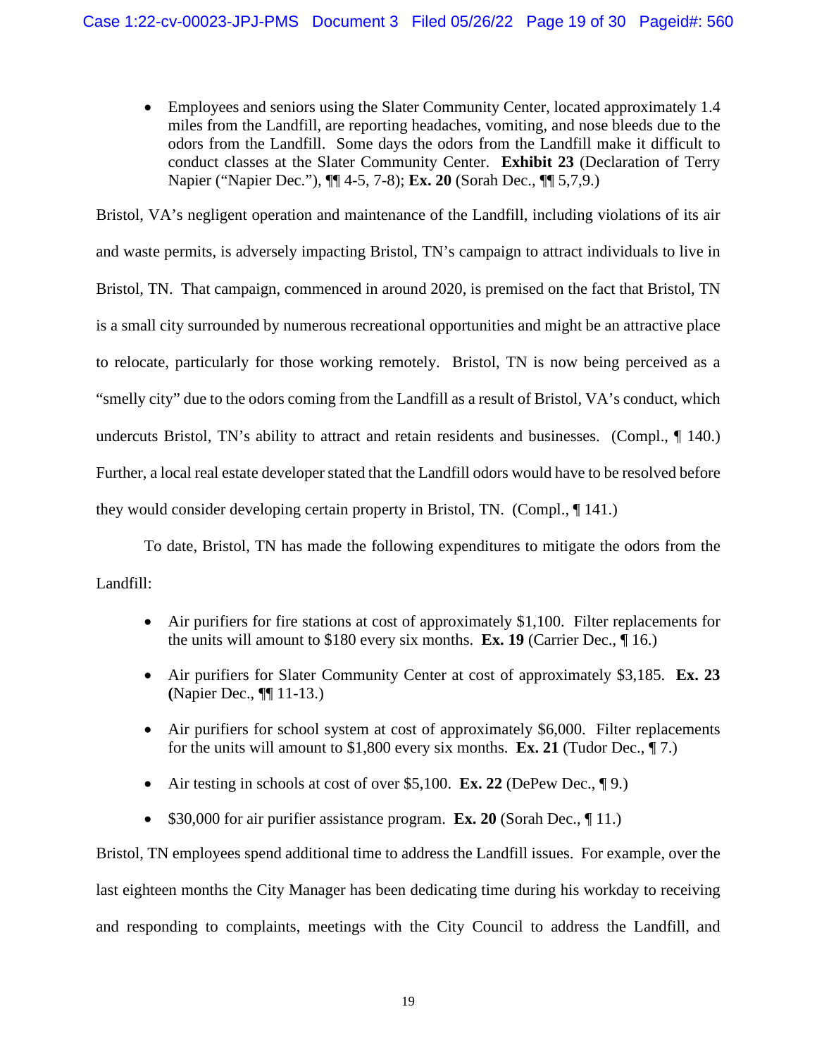- Employees and seniors using the Slater Community Center, located approximately 1.4 miles from the Landfill, are reporting headaches, vomiting, and nose bleeds due to the odors from the Landfill. Some days the odors from the Landfill make it difficult to conduct classes at the Slater Community Center. **Exhibit 23** (Declaration of Terry Napier ("Napier Dec."), ¶¶ 4-5, 7-8); **Ex. 20** (Sorah Dec., ¶¶ 5,7,9.)

Bristol, VA's negligent operation and maintenance of the Landfill, including violations of its air and waste permits, is adversely impacting Bristol, TN's campaign to attract individuals to live in Bristol, TN. That campaign, commenced in around 2020, is premised on the fact that Bristol, TN is a small city surrounded by numerous recreational opportunities and might be an attractive place to relocate, particularly for those working remotely. Bristol, TN is now being perceived as a "smelly city" due to the odors coming from the Landfill as a result of Bristol, VA's conduct, which undercuts Bristol, TN's ability to attract and retain residents and businesses. (Compl., ¶ 140.) Further, a local real estate developer stated that the Landfill odors would have to be resolved before they would consider developing certain property in Bristol, TN. (Compl., ¶ 141.)

To date, Bristol, TN has made the following expenditures to mitigate the odors from the Landfill:

- Air purifiers for fire stations at cost of approximately $1,100. Filter replacements for the units will amount to $180 every six months. **Ex. 19** (Carrier Dec., ¶ 16.)
- Air purifiers for Slater Community Center at cost of approximately $3,185. **Ex. 23 (**Napier Dec., ¶¶ 11-13.)
- Air purifiers for school system at cost of approximately $6,000. Filter replacements for the units will amount to $1,800 every six months. **Ex. 21** (Tudor Dec., ¶ 7.)
- Air testing in schools at cost of over $5,100. **Ex. 22** (DePew Dec., ¶ 9.)
- $30,000 for air purifier assistance program. **Ex. 20** (Sorah Dec., ¶ 11.)

Bristol, TN employees spend additional time to address the Landfill issues. For example, over the last eighteen months the City Manager has been dedicating time during his workday to receiving and responding to complaints, meetings with the City Council to address the Landfill, and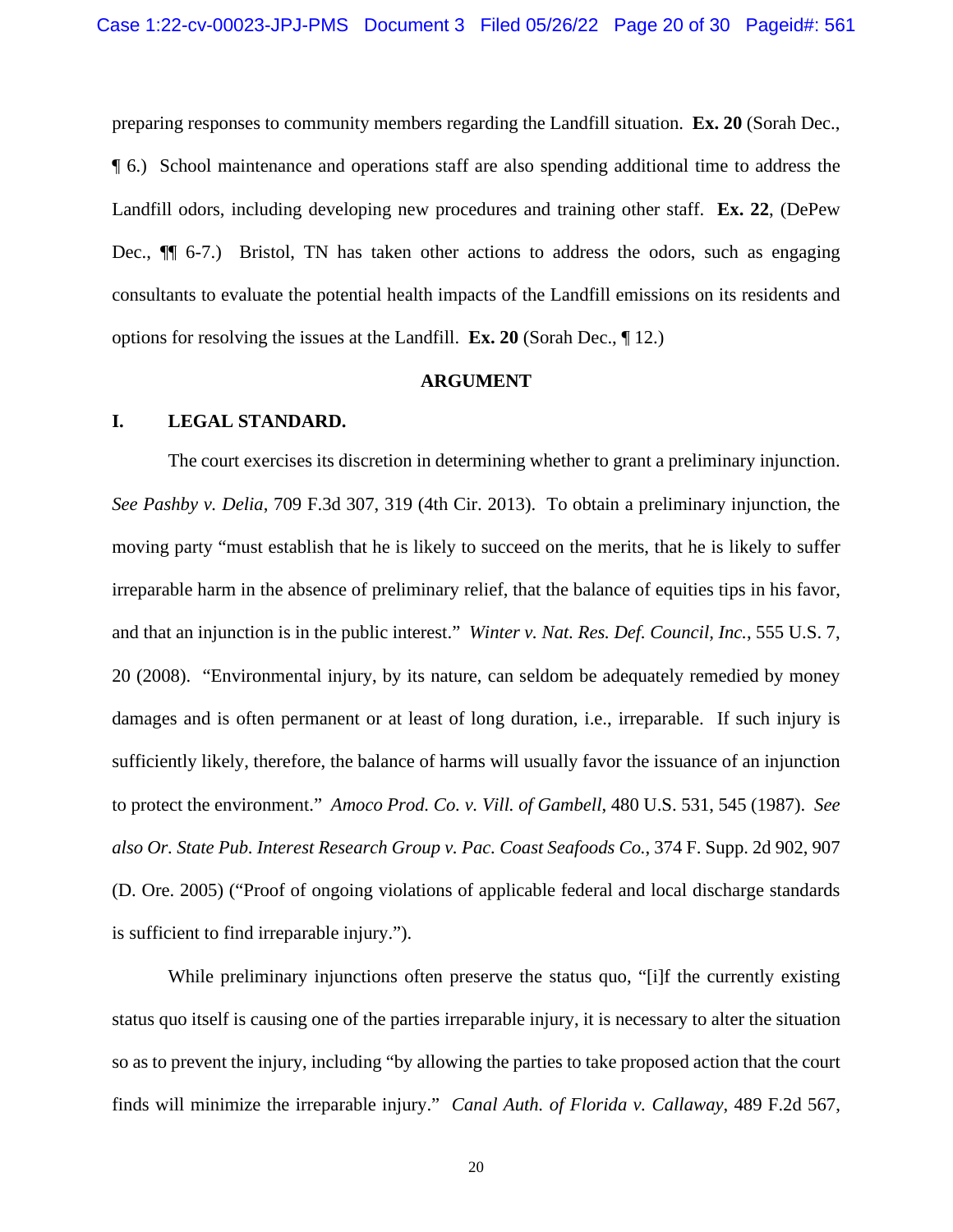preparing responses to community members regarding the Landfill situation. **Ex. 20** (Sorah Dec., ¶ 6.) School maintenance and operations staff are also spending additional time to address the Landfill odors, including developing new procedures and training other staff. **Ex. 22**, (DePew Dec., ¶¶ 6-7.) Bristol, TN has taken other actions to address the odors, such as engaging consultants to evaluate the potential health impacts of the Landfill emissions on its residents and options for resolving the issues at the Landfill. **Ex. 20** (Sorah Dec., ¶ 12.)

## ARGUMENT

### I. LEGAL STANDARD.

The court exercises its discretion in determining whether to grant a preliminary injunction. *See Pashby v. Delia*, 709 F.3d 307, 319 (4th Cir. 2013). To obtain a preliminary injunction, the moving party "must establish that he is likely to succeed on the merits, that he is likely to suffer irreparable harm in the absence of preliminary relief, that the balance of equities tips in his favor, and that an injunction is in the public interest." *Winter v. Nat. Res. Def. Council, Inc.*, 555 U.S. 7, 20 (2008). "Environmental injury, by its nature, can seldom be adequately remedied by money damages and is often permanent or at least of long duration, i.e., irreparable. If such injury is sufficiently likely, therefore, the balance of harms will usually favor the issuance of an injunction to protect the environment." *Amoco Prod. Co. v. Vill. of Gambell*, 480 U.S. 531, 545 (1987). *See also Or. State Pub. Interest Research Group v. Pac. Coast Seafoods Co.*, 374 F. Supp. 2d 902, 907 (D. Ore. 2005) ("Proof of ongoing violations of applicable federal and local discharge standards is sufficient to find irreparable injury.").

While preliminary injunctions often preserve the status quo, "[i]f the currently existing status quo itself is causing one of the parties irreparable injury, it is necessary to alter the situation so as to prevent the injury, including "by allowing the parties to take proposed action that the court finds will minimize the irreparable injury." *Canal Auth. of Florida v. Callaway*, 489 F.2d 567,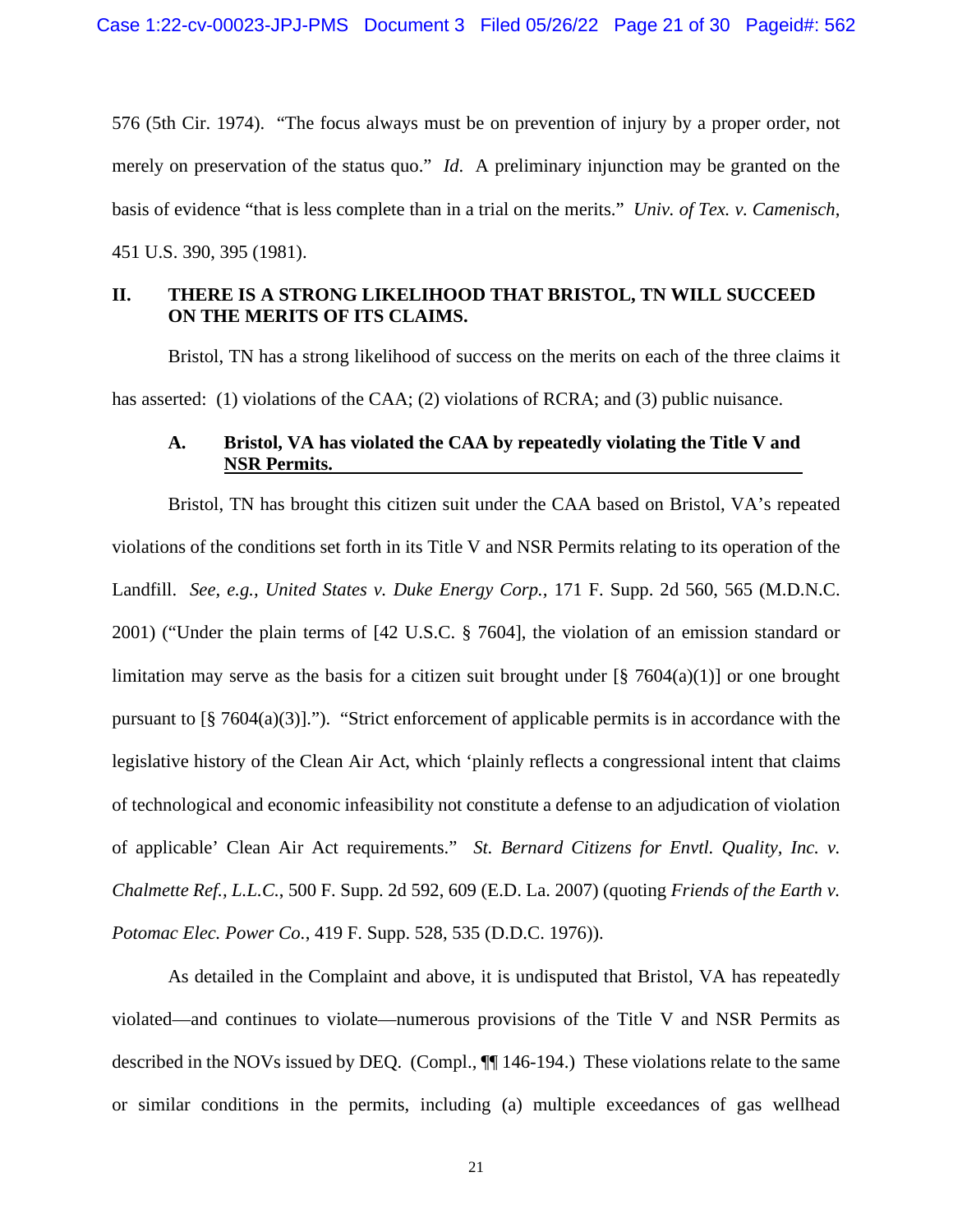576 (5th Cir. 1974). "The focus always must be on prevention of injury by a proper order, not merely on preservation of the status quo." *Id.* A preliminary injunction may be granted on the basis of evidence "that is less complete than in a trial on the merits." *Univ. of Tex. v. Camenisch*, 451 U.S. 390, 395 (1981).

## II. THERE IS A STRONG LIKELIHOOD THAT BRISTOL, TN WILL SUCCEED ON THE MERITS OF ITS CLAIMS.

Bristol, TN has a strong likelihood of success on the merits on each of the three claims it has asserted: (1) violations of the CAA; (2) violations of RCRA; and (3) public nuisance.

### A. Bristol, VA has violated the CAA by repeatedly violating the Title V and NSR Permits.

Bristol, TN has brought this citizen suit under the CAA based on Bristol, VA's repeated violations of the conditions set forth in its Title V and NSR Permits relating to its operation of the Landfill. *See, e.g., United States v. Duke Energy Corp.*, 171 F. Supp. 2d 560, 565 (M.D.N.C. 2001) ("Under the plain terms of [42 U.S.C. § 7604], the violation of an emission standard or limitation may serve as the basis for a citizen suit brought under [§ 7604(a)(1)] or one brought pursuant to [§ 7604(a)(3)]."). "Strict enforcement of applicable permits is in accordance with the legislative history of the Clean Air Act, which 'plainly reflects a congressional intent that claims of technological and economic infeasibility not constitute a defense to an adjudication of violation of applicable' Clean Air Act requirements." *St. Bernard Citizens for Envtl. Quality, Inc. v. Chalmette Ref., L.L.C.*, 500 F. Supp. 2d 592, 609 (E.D. La. 2007) (quoting *Friends of the Earth v. Potomac Elec. Power Co.*, 419 F. Supp. 528, 535 (D.D.C. 1976)).

As detailed in the Complaint and above, it is undisputed that Bristol, VA has repeatedly violated—and continues to violate—numerous provisions of the Title V and NSR Permits as described in the NOVs issued by DEQ. (Compl., ¶¶ 146-194.) These violations relate to the same or similar conditions in the permits, including (a) multiple exceedances of gas wellhead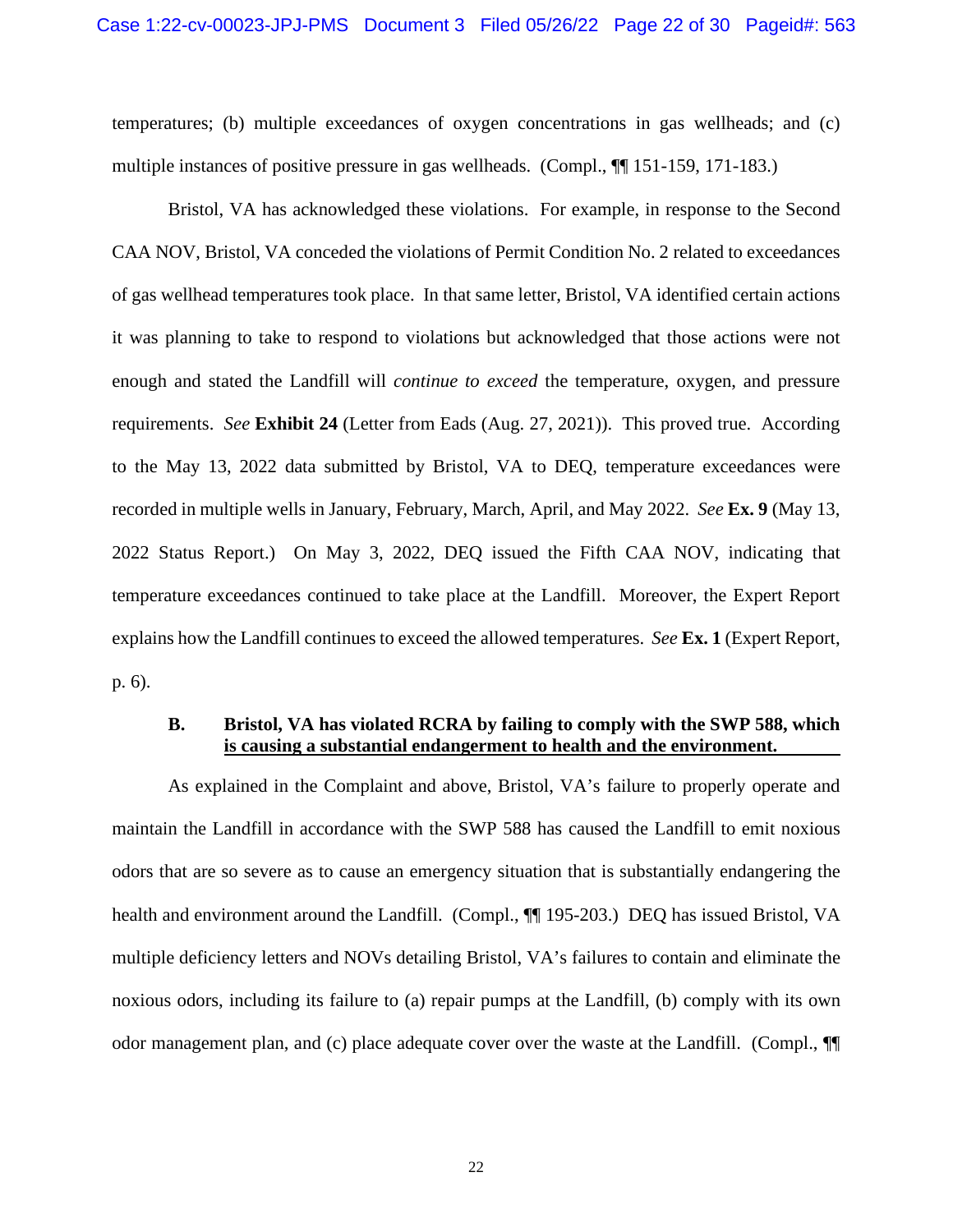temperatures; (b) multiple exceedances of oxygen concentrations in gas wellheads; and (c) multiple instances of positive pressure in gas wellheads. (Compl., ¶¶ 151-159, 171-183.)

Bristol, VA has acknowledged these violations. For example, in response to the Second CAA NOV, Bristol, VA conceded the violations of Permit Condition No. 2 related to exceedances of gas wellhead temperatures took place. In that same letter, Bristol, VA identified certain actions it was planning to take to respond to violations but acknowledged that those actions were not enough and stated the Landfill will *continue to exceed* the temperature, oxygen, and pressure requirements. *See* **Exhibit 24** (Letter from Eads (Aug. 27, 2021)). This proved true. According to the May 13, 2022 data submitted by Bristol, VA to DEQ, temperature exceedances were recorded in multiple wells in January, February, March, April, and May 2022. *See* **Ex. 9** (May 13, 2022 Status Report.) On May 3, 2022, DEQ issued the Fifth CAA NOV, indicating that temperature exceedances continued to take place at the Landfill. Moreover, the Expert Report explains how the Landfill continues to exceed the allowed temperatures. *See* **Ex. 1** (Expert Report, p. 6).

### B. Bristol, VA has violated RCRA by failing to comply with the SWP 588, which is causing a substantial endangerment to health and the environment.

As explained in the Complaint and above, Bristol, VA's failure to properly operate and maintain the Landfill in accordance with the SWP 588 has caused the Landfill to emit noxious odors that are so severe as to cause an emergency situation that is substantially endangering the health and environment around the Landfill. (Compl., ¶¶ 195-203.) DEQ has issued Bristol, VA multiple deficiency letters and NOVs detailing Bristol, VA's failures to contain and eliminate the noxious odors, including its failure to (a) repair pumps at the Landfill, (b) comply with its own odor management plan, and (c) place adequate cover over the waste at the Landfill. (Compl., ¶¶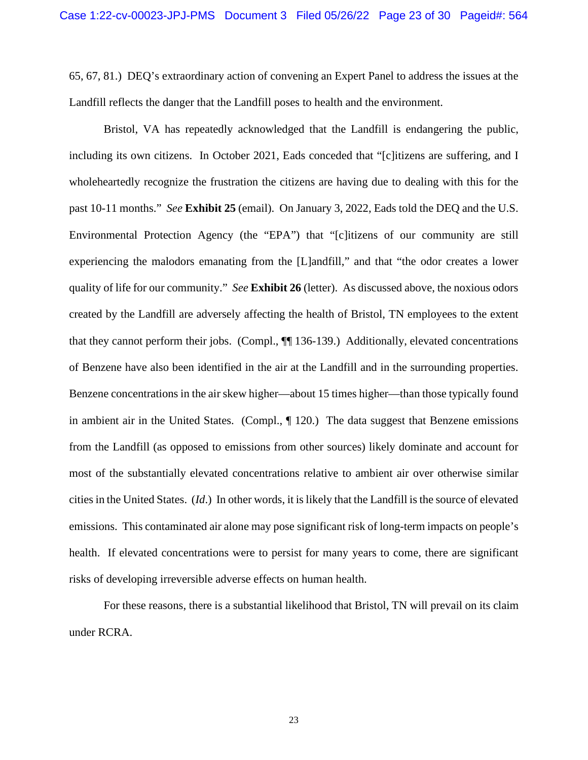65, 67, 81.) DEQ's extraordinary action of convening an Expert Panel to address the issues at the Landfill reflects the danger that the Landfill poses to health and the environment.

Bristol, VA has repeatedly acknowledged that the Landfill is endangering the public, including its own citizens. In October 2021, Eads conceded that "[c]itizens are suffering, and I wholeheartedly recognize the frustration the citizens are having due to dealing with this for the past 10-11 months." *See* **Exhibit 25** (email). On January 3, 2022, Eads told the DEQ and the U.S. Environmental Protection Agency (the "EPA") that "[c]itizens of our community are still experiencing the malodors emanating from the [L]andfill," and that "the odor creates a lower quality of life for our community." *See* **Exhibit 26** (letter). As discussed above, the noxious odors created by the Landfill are adversely affecting the health of Bristol, TN employees to the extent that they cannot perform their jobs. (Compl., ¶¶ 136-139.) Additionally, elevated concentrations of Benzene have also been identified in the air at the Landfill and in the surrounding properties. Benzene concentrations in the air skew higher—about 15 times higher—than those typically found in ambient air in the United States. (Compl., ¶ 120.) The data suggest that Benzene emissions from the Landfill (as opposed to emissions from other sources) likely dominate and account for most of the substantially elevated concentrations relative to ambient air over otherwise similar cities in the United States. (*Id*.) In other words, it is likely that the Landfill is the source of elevated emissions. This contaminated air alone may pose significant risk of long-term impacts on people's health. If elevated concentrations were to persist for many years to come, there are significant risks of developing irreversible adverse effects on human health.

For these reasons, there is a substantial likelihood that Bristol, TN will prevail on its claim under RCRA.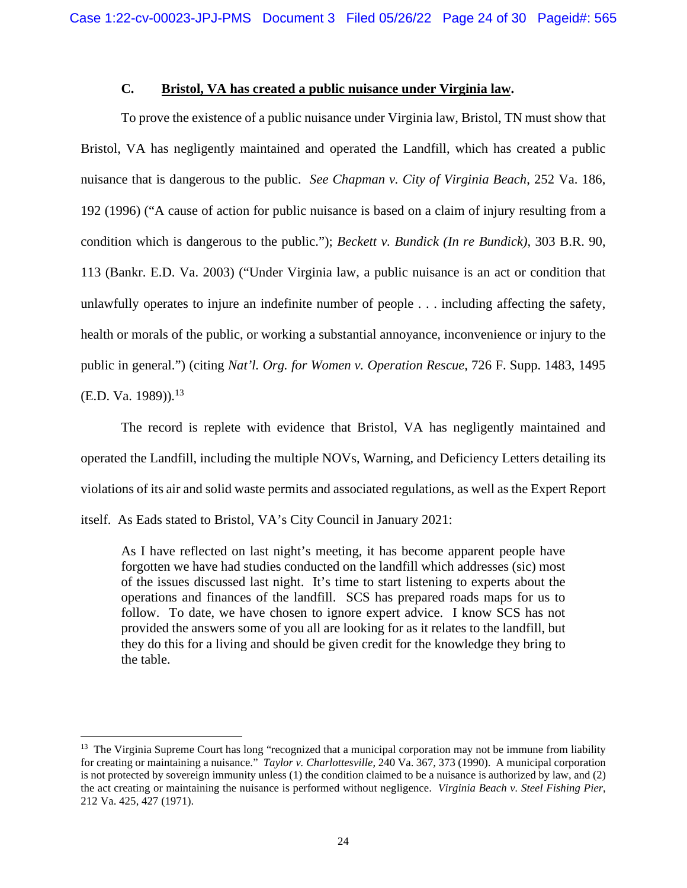### C. Bristol, VA has created a public nuisance under Virginia law.

To prove the existence of a public nuisance under Virginia law, Bristol, TN must show that Bristol, VA has negligently maintained and operated the Landfill, which has created a public nuisance that is dangerous to the public. *See Chapman v. City of Virginia Beach*, 252 Va. 186, 192 (1996) ("A cause of action for public nuisance is based on a claim of injury resulting from a condition which is dangerous to the public."); *Beckett v. Bundick (In re Bundick)*, 303 B.R. 90, 113 (Bankr. E.D. Va. 2003) ("Under Virginia law, a public nuisance is an act or condition that unlawfully operates to injure an indefinite number of people . . . including affecting the safety, health or morals of the public, or working a substantial annoyance, inconvenience or injury to the public in general.") (citing *Nat'l. Org. for Women v. Operation Rescue*, 726 F. Supp. 1483, 1495 (E.D. Va. 1989)).[13]

The record is replete with evidence that Bristol, VA has negligently maintained and operated the Landfill, including the multiple NOVs, Warning, and Deficiency Letters detailing its violations of its air and solid waste permits and associated regulations, as well as the Expert Report itself. As Eads stated to Bristol, VA's City Council in January 2021:

> As I have reflected on last night's meeting, it has become apparent people have forgotten we have had studies conducted on the landfill which addresses (sic) most of the issues discussed last night. It's time to start listening to experts about the operations and finances of the landfill. SCS has prepared roads maps for us to follow. To date, we have chosen to ignore expert advice. I know SCS has not provided the answers some of you all are looking for as it relates to the landfill, but they do this for a living and should be given credit for the knowledge they bring to the table.

---

[13] The Virginia Supreme Court has long "recognized that a municipal corporation may not be immune from liability for creating or maintaining a nuisance." *Taylor v. Charlottesville*, 240 Va. 367, 373 (1990). A municipal corporation is not protected by sovereign immunity unless (1) the condition claimed to be a nuisance is authorized by law, and (2) the act creating or maintaining the nuisance is performed without negligence. *Virginia Beach v. Steel Fishing Pier*, 212 Va. 425, 427 (1971).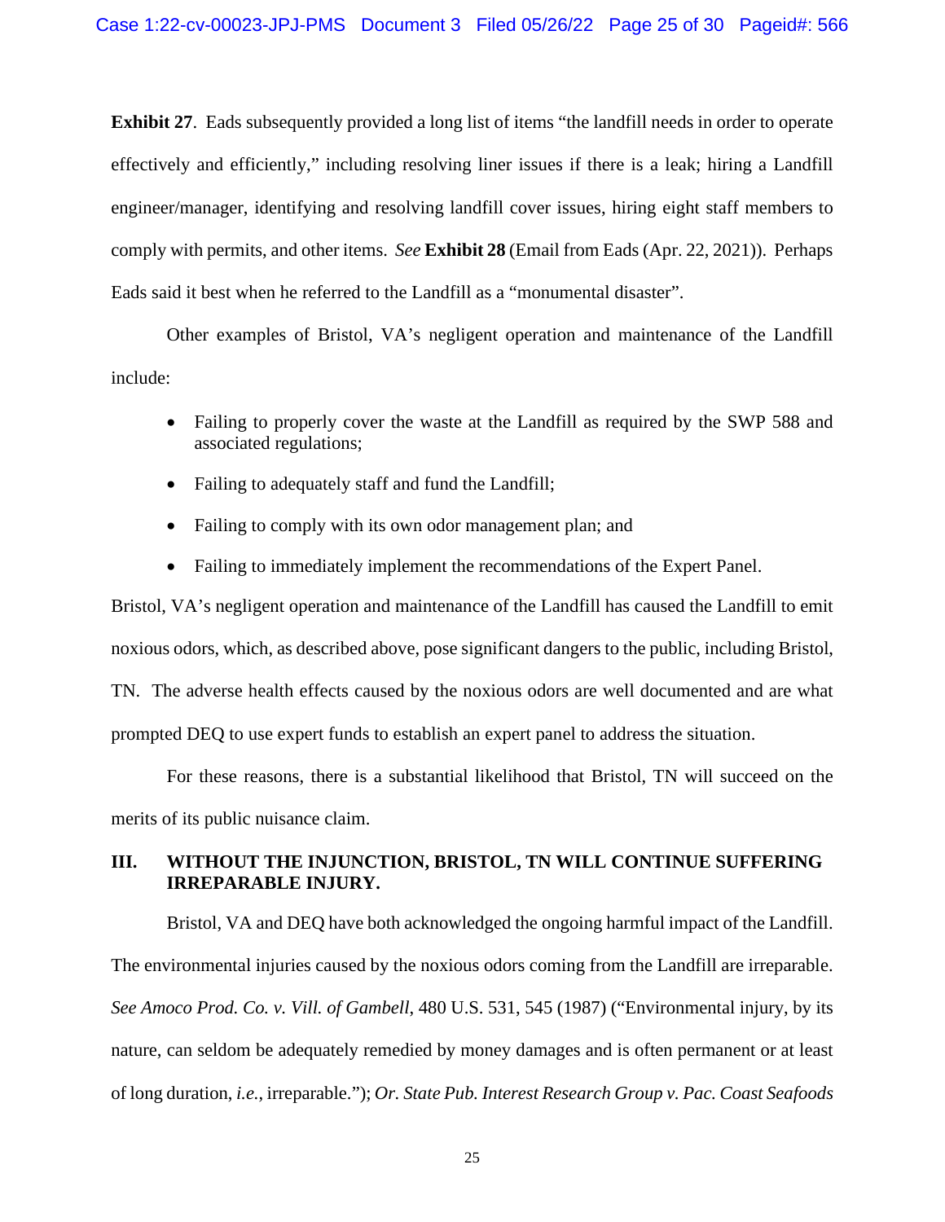**Exhibit 27**. Eads subsequently provided a long list of items "the landfill needs in order to operate effectively and efficiently," including resolving liner issues if there is a leak; hiring a Landfill engineer/manager, identifying and resolving landfill cover issues, hiring eight staff members to comply with permits, and other items. *See* **Exhibit 28** (Email from Eads (Apr. 22, 2021)). Perhaps Eads said it best when he referred to the Landfill as a "monumental disaster".

Other examples of Bristol, VA's negligent operation and maintenance of the Landfill include:

- Failing to properly cover the waste at the Landfill as required by the SWP 588 and associated regulations;
- Failing to adequately staff and fund the Landfill;
- Failing to comply with its own odor management plan; and
- Failing to immediately implement the recommendations of the Expert Panel.

Bristol, VA's negligent operation and maintenance of the Landfill has caused the Landfill to emit noxious odors, which, as described above, pose significant dangers to the public, including Bristol, TN. The adverse health effects caused by the noxious odors are well documented and are what prompted DEQ to use expert funds to establish an expert panel to address the situation.

For these reasons, there is a substantial likelihood that Bristol, TN will succeed on the merits of its public nuisance claim.

## III. WITHOUT THE INJUNCTION, BRISTOL, TN WILL CONTINUE SUFFERING IRREPARABLE INJURY.

Bristol, VA and DEQ have both acknowledged the ongoing harmful impact of the Landfill. The environmental injuries caused by the noxious odors coming from the Landfill are irreparable. *See Amoco Prod. Co. v. Vill. of Gambell*, 480 U.S. 531, 545 (1987) ("Environmental injury, by its nature, can seldom be adequately remedied by money damages and is often permanent or at least of long duration, *i.e.*, irreparable."); *Or. State Pub. Interest Research Group v. Pac. Coast Seafoods*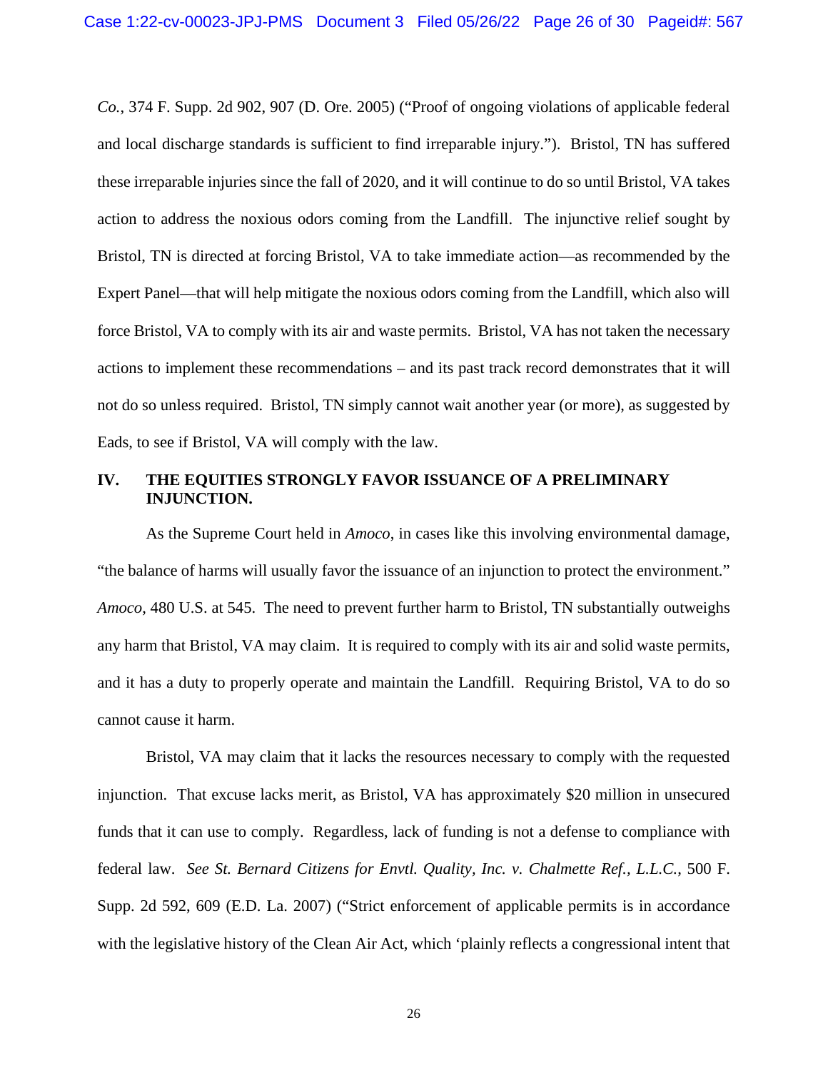*Co.*, 374 F. Supp. 2d 902, 907 (D. Ore. 2005) ("Proof of ongoing violations of applicable federal and local discharge standards is sufficient to find irreparable injury."). Bristol, TN has suffered these irreparable injuries since the fall of 2020, and it will continue to do so until Bristol, VA takes action to address the noxious odors coming from the Landfill. The injunctive relief sought by Bristol, TN is directed at forcing Bristol, VA to take immediate action—as recommended by the Expert Panel—that will help mitigate the noxious odors coming from the Landfill, which also will force Bristol, VA to comply with its air and waste permits. Bristol, VA has not taken the necessary actions to implement these recommendations – and its past track record demonstrates that it will not do so unless required. Bristol, TN simply cannot wait another year (or more), as suggested by Eads, to see if Bristol, VA will comply with the law.

## IV. THE EQUITIES STRONGLY FAVOR ISSUANCE OF A PRELIMINARY INJUNCTION.

As the Supreme Court held in *Amoco*, in cases like this involving environmental damage, "the balance of harms will usually favor the issuance of an injunction to protect the environment." *Amoco*, 480 U.S. at 545. The need to prevent further harm to Bristol, TN substantially outweighs any harm that Bristol, VA may claim. It is required to comply with its air and solid waste permits, and it has a duty to properly operate and maintain the Landfill. Requiring Bristol, VA to do so cannot cause it harm.

Bristol, VA may claim that it lacks the resources necessary to comply with the requested injunction. That excuse lacks merit, as Bristol, VA has approximately $20 million in unsecured funds that it can use to comply. Regardless, lack of funding is not a defense to compliance with federal law. *See St. Bernard Citizens for Envtl. Quality, Inc. v. Chalmette Ref., L.L.C.*, 500 F. Supp. 2d 592, 609 (E.D. La. 2007) ("Strict enforcement of applicable permits is in accordance with the legislative history of the Clean Air Act, which 'plainly reflects a congressional intent that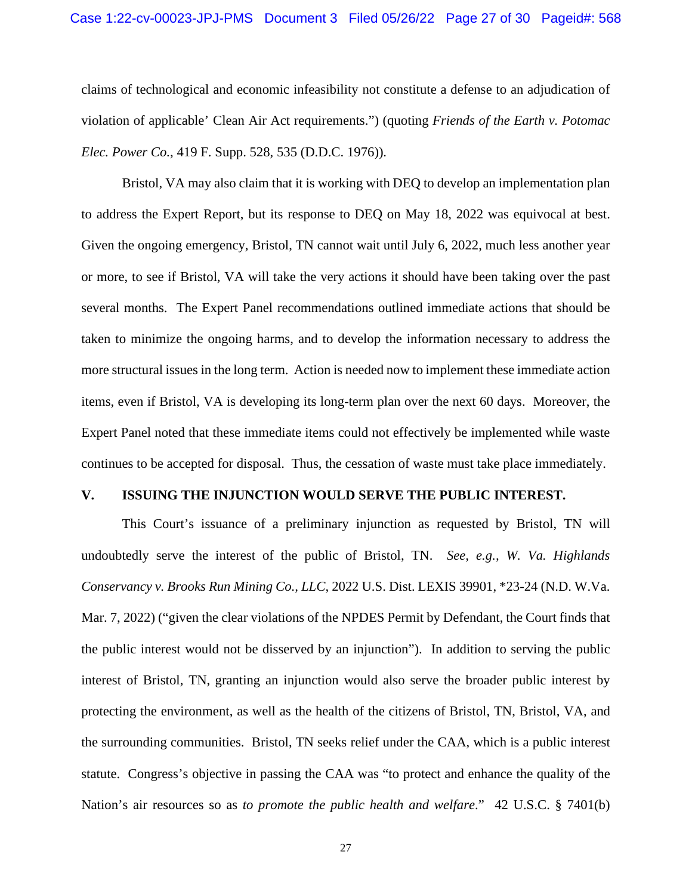claims of technological and economic infeasibility not constitute a defense to an adjudication of violation of applicable' Clean Air Act requirements.") (quoting *Friends of the Earth v. Potomac Elec. Power Co.*, 419 F. Supp. 528, 535 (D.D.C. 1976)).

Bristol, VA may also claim that it is working with DEQ to develop an implementation plan to address the Expert Report, but its response to DEQ on May 18, 2022 was equivocal at best. Given the ongoing emergency, Bristol, TN cannot wait until July 6, 2022, much less another year or more, to see if Bristol, VA will take the very actions it should have been taking over the past several months. The Expert Panel recommendations outlined immediate actions that should be taken to minimize the ongoing harms, and to develop the information necessary to address the more structural issues in the long term. Action is needed now to implement these immediate action items, even if Bristol, VA is developing its long-term plan over the next 60 days. Moreover, the Expert Panel noted that these immediate items could not effectively be implemented while waste continues to be accepted for disposal. Thus, the cessation of waste must take place immediately.

## V. ISSUING THE INJUNCTION WOULD SERVE THE PUBLIC INTEREST.

This Court's issuance of a preliminary injunction as requested by Bristol, TN will undoubtedly serve the interest of the public of Bristol, TN. *See, e.g., W. Va. Highlands Conservancy v. Brooks Run Mining Co., LLC*, 2022 U.S. Dist. LEXIS 39901, *23-24 (N.D. W.Va. Mar. 7, 2022) ("given the clear violations of the NPDES Permit by Defendant, the Court finds that the public interest would not be disserved by an injunction"). In addition to serving the public interest of Bristol, TN, granting an injunction would also serve the broader public interest by protecting the environment, as well as the health of the citizens of Bristol, TN, Bristol, VA, and the surrounding communities. Bristol, TN seeks relief under the CAA, which is a public interest statute. Congress's objective in passing the CAA was "to protect and enhance the quality of the Nation's air resources so as *to promote the public health and welfare*." 42 U.S.C. § 7401(b)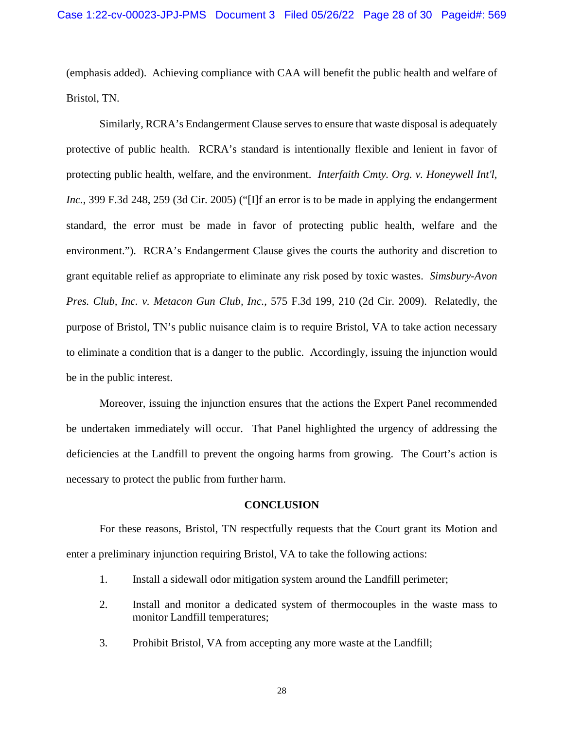(emphasis added). Achieving compliance with CAA will benefit the public health and welfare of Bristol, TN.

Similarly, RCRA's Endangerment Clause serves to ensure that waste disposal is adequately protective of public health. RCRA's standard is intentionally flexible and lenient in favor of protecting public health, welfare, and the environment. *Interfaith Cmty. Org. v. Honeywell Int'l, Inc.*, 399 F.3d 248, 259 (3d Cir. 2005) ("[I]f an error is to be made in applying the endangerment standard, the error must be made in favor of protecting public health, welfare and the environment."). RCRA's Endangerment Clause gives the courts the authority and discretion to grant equitable relief as appropriate to eliminate any risk posed by toxic wastes. *Simsbury-Avon Pres. Club, Inc. v. Metacon Gun Club, Inc.*, 575 F.3d 199, 210 (2d Cir. 2009). Relatedly, the purpose of Bristol, TN's public nuisance claim is to require Bristol, VA to take action necessary to eliminate a condition that is a danger to the public. Accordingly, issuing the injunction would be in the public interest.

Moreover, issuing the injunction ensures that the actions the Expert Panel recommended be undertaken immediately will occur. That Panel highlighted the urgency of addressing the deficiencies at the Landfill to prevent the ongoing harms from growing. The Court's action is necessary to protect the public from further harm.

## CONCLUSION

For these reasons, Bristol, TN respectfully requests that the Court grant its Motion and enter a preliminary injunction requiring Bristol, VA to take the following actions:

1. Install a sidewall odor mitigation system around the Landfill perimeter;
2. Install and monitor a dedicated system of thermocouples in the waste mass to monitor Landfill temperatures;
3. Prohibit Bristol, VA from accepting any more waste at the Landfill;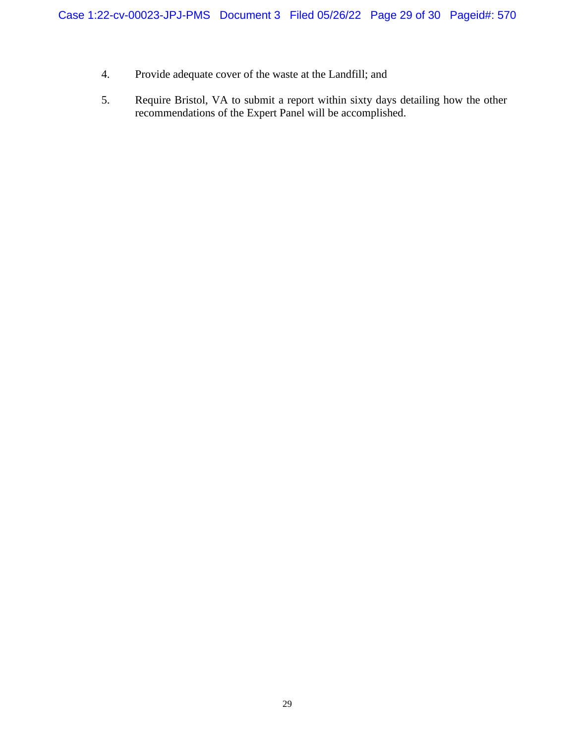4. Provide adequate cover of the waste at the Landfill; and

5. Require Bristol, VA to submit a report within sixty days detailing how the other recommendations of the Expert Panel will be accomplished.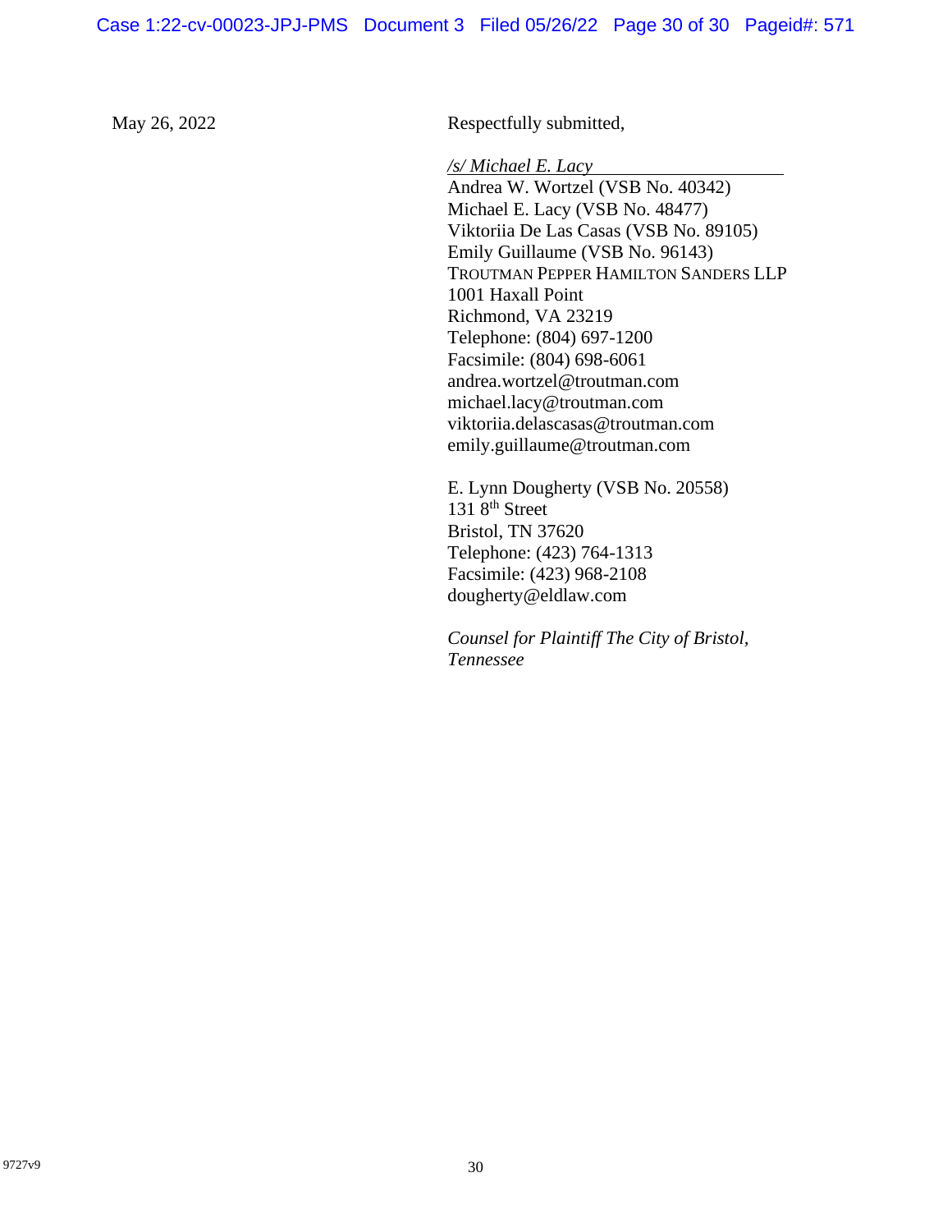May 26, 2022

Respectfully submitted,

*/s/ Michael E. Lacy*

Andrea W. Wortzel (VSB No. 40342)
Michael E. Lacy (VSB No. 48477)
Viktoriia De Las Casas (VSB No. 89105)
Emily Guillaume (VSB No. 96143)
TROUTMAN PEPPER HAMILTON SANDERS LLP
1001 Haxall Point
Richmond, VA 23219
Telephone: (804) 697-1200
Facsimile: (804) 698-6061
andrea.wortzel@troutman.com
michael.lacy@troutman.com
viktoriia.delascasas@troutman.com
emily.guillaume@troutman.com

E. Lynn Dougherty (VSB No. 20558)
131 8th Street
Bristol, TN 37620
Telephone: (423) 764-1313
Facsimile: (423) 968-2108
dougherty@eldlaw.com

*Counsel for Plaintiff The City of Bristol, Tennessee*

9727v9